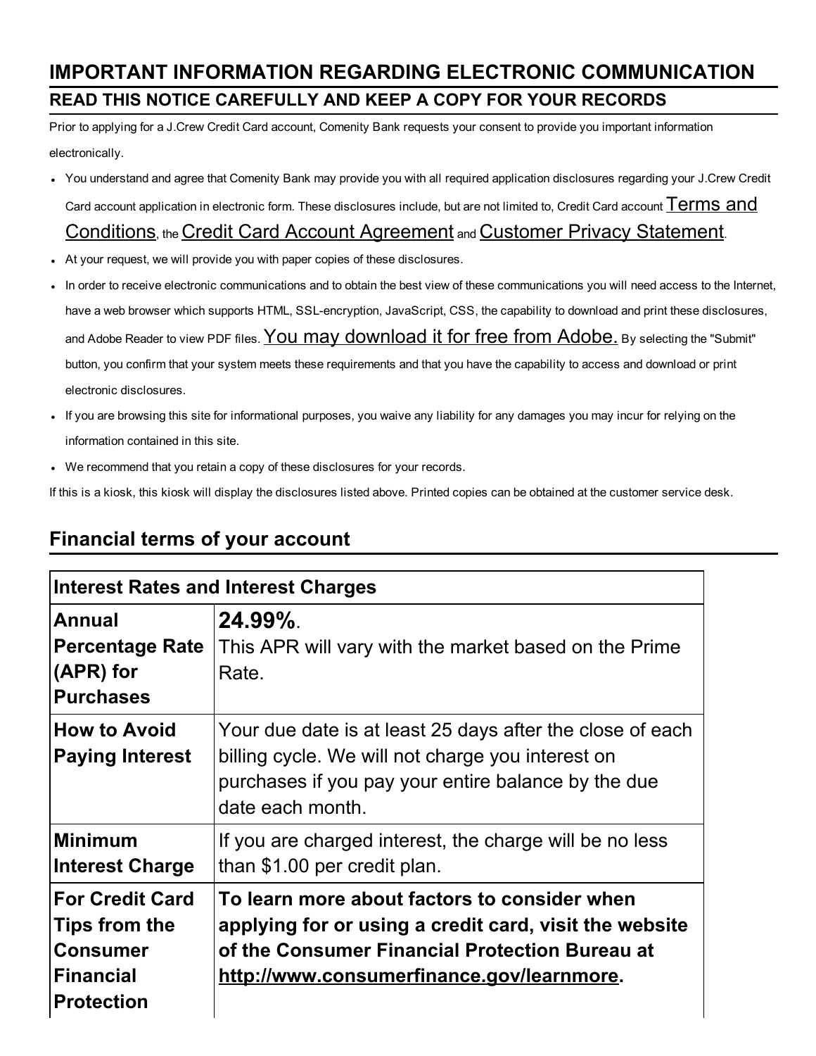# IMPORTANT INFORMATION REGARDING ELECTRONIC COMMUNICATION

## READ THIS NOTICE CAREFULLY AND KEEP A COPY FOR YOUR RECORDS

Prior to applying for a J.Crew Credit Card account, Comenity Bank requests your consent to provide you important information electronically.

- You understand and agree that Comenity Bank may provide you with all required application disclosures regarding your J.Crew Credit Card account application in electronic form. These disclosures include, but are not limited to, Credit Card account Terms and Conditions, the Credit Card Account Agreement and Customer Privacy Statement.
- At your request, we will provide you with paper copies of these disclosures.
- In order to receive electronic communications and to obtain the best view of these communications you will need access to the Internet, have a web browser which supports HTML, SSL-encryption, JavaScript, CSS, the capability to download and print these disclosures, and Adobe Reader to view PDF files. You may download it for free from Adobe. By selecting the "Submit" button, you confirm that your system meets these requirements and that you have the capability to access and download or print electronic disclosures.
- If you are browsing this site for informational purposes, you waive any liability for any damages you may incur for relying on the information contained in this site.
- We recommend that you retain a copy of these disclosures for your records.

If this is a kiosk, this kiosk will display the disclosures listed above. Printed copies can be obtained at the customer service desk.

## Financial terms of your account

| Interest Rates and Interest Charges | |
|---|---|
| **Annual Percentage Rate (APR) for Purchases** | **24.99%**. This APR will vary with the market based on the Prime Rate. |
| **How to Avoid Paying Interest** | Your due date is at least 25 days after the close of each billing cycle. We will not charge you interest on purchases if you pay your entire balance by the due date each month. |
| **Minimum Interest Charge** | If you are charged interest, the charge will be no less than $1.00 per credit plan. |
| **For Credit Card Tips from the Consumer Financial Protection** | **To learn more about factors to consider when applying for or using a credit card, visit the website of the Consumer Financial Protection Bureau at http://www.consumerfinance.gov/learnmore.** |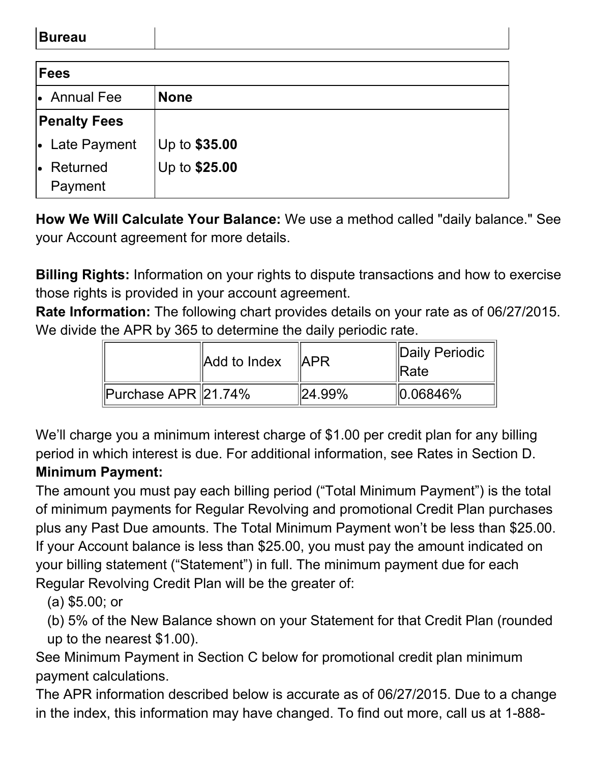| Bureau | |
|---|---|

| Fees | |
|---|---|
| • Annual Fee | **None** |
| **Penalty Fees** | |
| • Late Payment | Up to **$35.00** |
| • Returned Payment | Up to **$25.00** |

**How We Will Calculate Your Balance:** We use a method called "daily balance." See your Account agreement for more details.

**Billing Rights:** Information on your rights to dispute transactions and how to exercise those rights is provided in your account agreement.

**Rate Information:** The following chart provides details on your rate as of 06/27/2015. We divide the APR by 365 to determine the daily periodic rate.

| | Add to Index | APR | Daily Periodic Rate |
|---|---|---|---|
| Purchase APR | 21.74% | 24.99% | 0.06846% |

We'll charge you a minimum interest charge of $1.00 per credit plan for any billing period in which interest is due. For additional information, see Rates in Section D.

**Minimum Payment:**

The amount you must pay each billing period ("Total Minimum Payment") is the total of minimum payments for Regular Revolving and promotional Credit Plan purchases plus any Past Due amounts. The Total Minimum Payment won't be less than $25.00. If your Account balance is less than $25.00, you must pay the amount indicated on your billing statement ("Statement") in full. The minimum payment due for each Regular Revolving Credit Plan will be the greater of:

(a) $5.00; or

(b) 5% of the New Balance shown on your Statement for that Credit Plan (rounded up to the nearest $1.00).

See Minimum Payment in Section C below for promotional credit plan minimum payment calculations.

The APR information described below is accurate as of 06/27/2015. Due to a change in the index, this information may have changed. To find out more, call us at 1-888-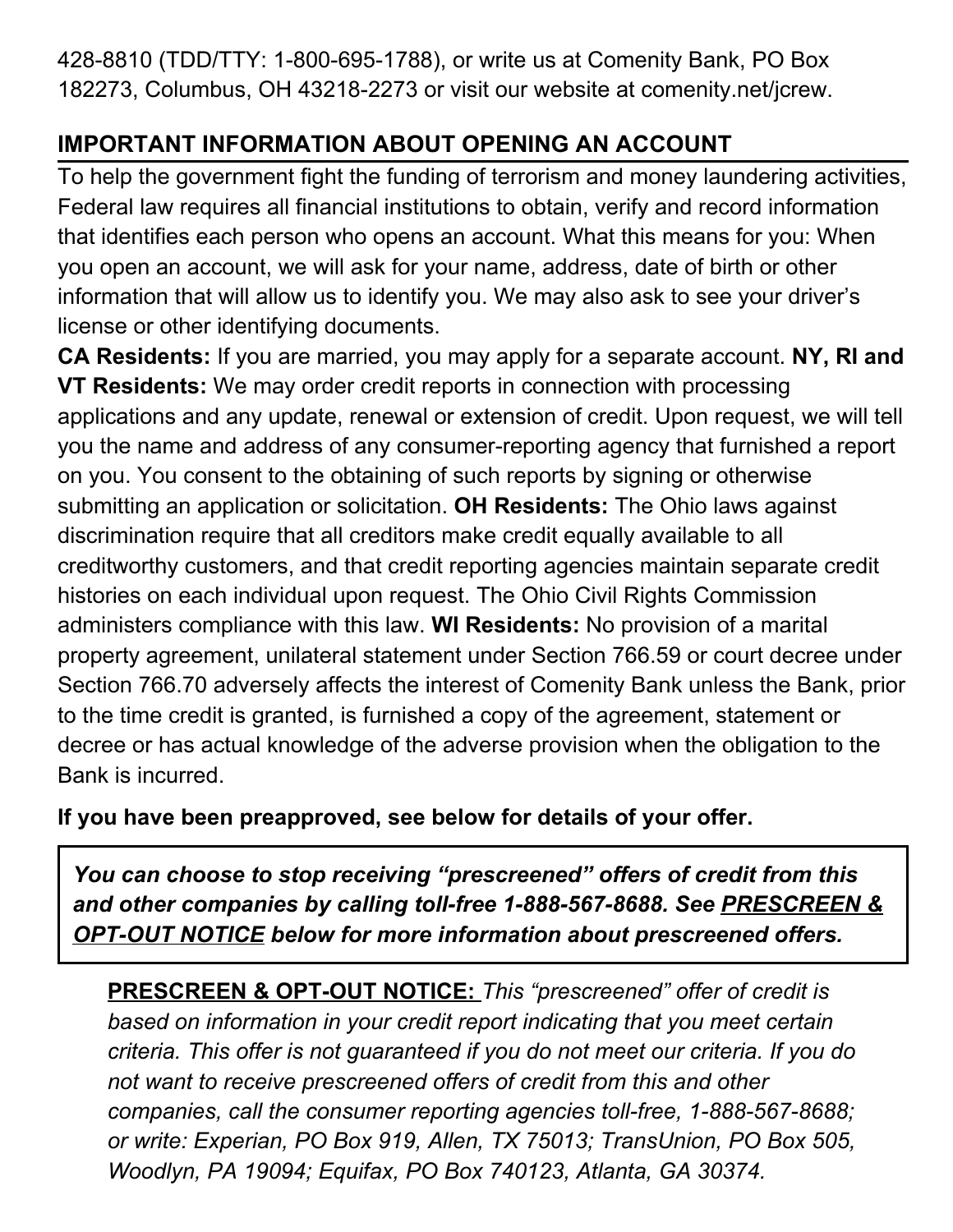428-8810 (TDD/TTY: 1-800-695-1788), or write us at Comenity Bank, PO Box 182273, Columbus, OH 43218-2273 or visit our website at comenity.net/jcrew.

## IMPORTANT INFORMATION ABOUT OPENING AN ACCOUNT

To help the government fight the funding of terrorism and money laundering activities, Federal law requires all financial institutions to obtain, verify and record information that identifies each person who opens an account. What this means for you: When you open an account, we will ask for your name, address, date of birth or other information that will allow us to identify you. We may also ask to see your driver's license or other identifying documents.

**CA Residents:** If you are married, you may apply for a separate account. **NY, RI and VT Residents:** We may order credit reports in connection with processing applications and any update, renewal or extension of credit. Upon request, we will tell you the name and address of any consumer-reporting agency that furnished a report on you. You consent to the obtaining of such reports by signing or otherwise submitting an application or solicitation. **OH Residents:** The Ohio laws against discrimination require that all creditors make credit equally available to all creditworthy customers, and that credit reporting agencies maintain separate credit histories on each individual upon request. The Ohio Civil Rights Commission administers compliance with this law. **WI Residents:** No provision of a marital property agreement, unilateral statement under Section 766.59 or court decree under Section 766.70 adversely affects the interest of Comenity Bank unless the Bank, prior to the time credit is granted, is furnished a copy of the agreement, statement or decree or has actual knowledge of the adverse provision when the obligation to the Bank is incurred.

**If you have been preapproved, see below for details of your offer.**

***You can choose to stop receiving "prescreened" offers of credit from this and other companies by calling toll-free 1-888-567-8688. See PRESCREEN & OPT-OUT NOTICE below for more information about prescreened offers.***

**PRESCREEN & OPT-OUT NOTICE:** *This "prescreened" offer of credit is based on information in your credit report indicating that you meet certain criteria. This offer is not guaranteed if you do not meet our criteria. If you do not want to receive prescreened offers of credit from this and other companies, call the consumer reporting agencies toll-free, 1-888-567-8688; or write: Experian, PO Box 919, Allen, TX 75013; TransUnion, PO Box 505, Woodlyn, PA 19094; Equifax, PO Box 740123, Atlanta, GA 30374.*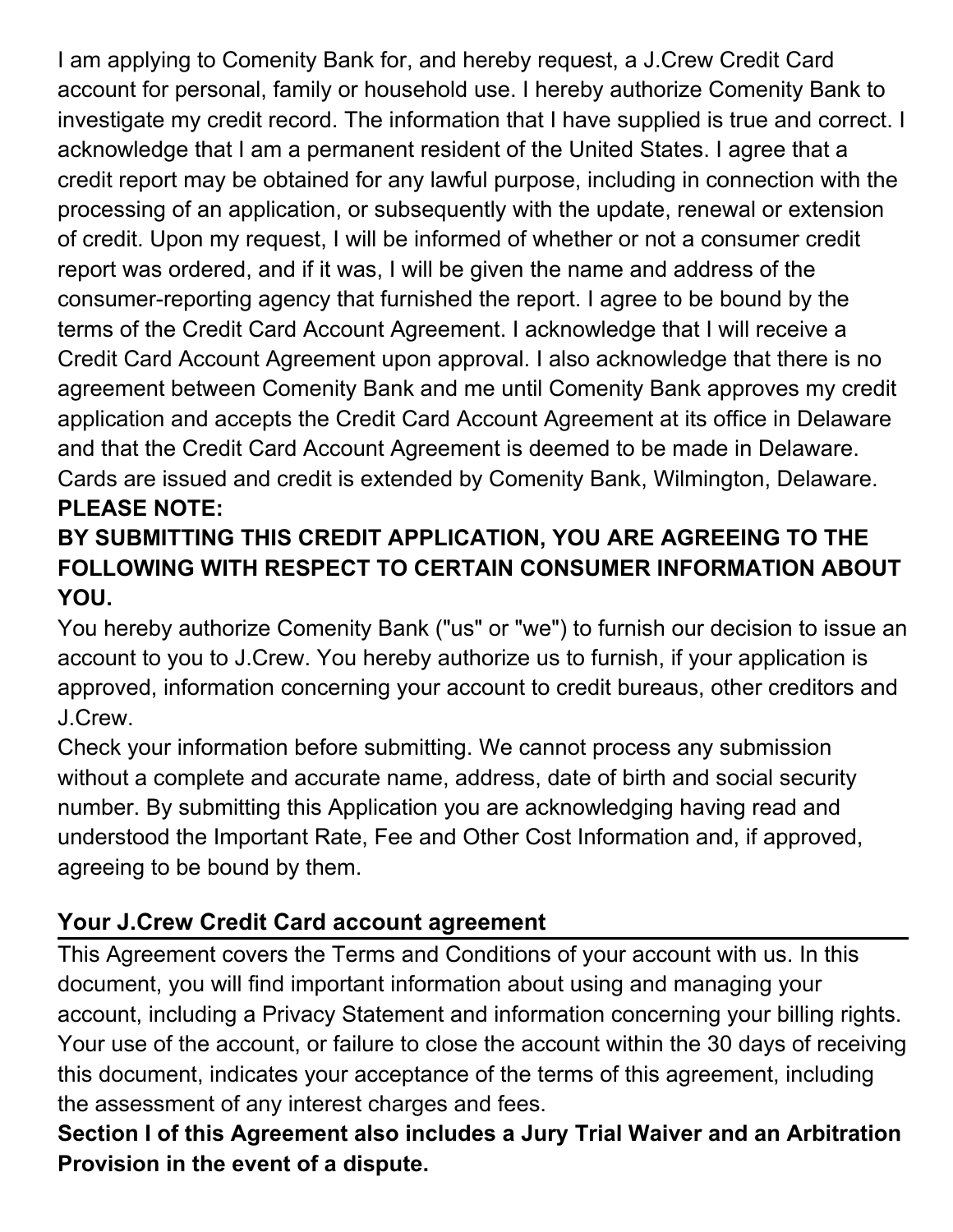I am applying to Comenity Bank for, and hereby request, a J.Crew Credit Card account for personal, family or household use. I hereby authorize Comenity Bank to investigate my credit record. The information that I have supplied is true and correct. I acknowledge that I am a permanent resident of the United States. I agree that a credit report may be obtained for any lawful purpose, including in connection with the processing of an application, or subsequently with the update, renewal or extension of credit. Upon my request, I will be informed of whether or not a consumer credit report was ordered, and if it was, I will be given the name and address of the consumer-reporting agency that furnished the report. I agree to be bound by the terms of the Credit Card Account Agreement. I acknowledge that I will receive a Credit Card Account Agreement upon approval. I also acknowledge that there is no agreement between Comenity Bank and me until Comenity Bank approves my credit application and accepts the Credit Card Account Agreement at its office in Delaware and that the Credit Card Account Agreement is deemed to be made in Delaware. Cards are issued and credit is extended by Comenity Bank, Wilmington, Delaware.

**PLEASE NOTE:**

**BY SUBMITTING THIS CREDIT APPLICATION, YOU ARE AGREEING TO THE FOLLOWING WITH RESPECT TO CERTAIN CONSUMER INFORMATION ABOUT YOU.**

You hereby authorize Comenity Bank ("us" or "we") to furnish our decision to issue an account to you to J.Crew. You hereby authorize us to furnish, if your application is approved, information concerning your account to credit bureaus, other creditors and J.Crew.

Check your information before submitting. We cannot process any submission without a complete and accurate name, address, date of birth and social security number. By submitting this Application you are acknowledging having read and understood the Important Rate, Fee and Other Cost Information and, if approved, agreeing to be bound by them.

## Your J.Crew Credit Card account agreement

This Agreement covers the Terms and Conditions of your account with us. In this document, you will find important information about using and managing your account, including a Privacy Statement and information concerning your billing rights. Your use of the account, or failure to close the account within the 30 days of receiving this document, indicates your acceptance of the terms of this agreement, including the assessment of any interest charges and fees.

**Section I of this Agreement also includes a Jury Trial Waiver and an Arbitration Provision in the event of a dispute.**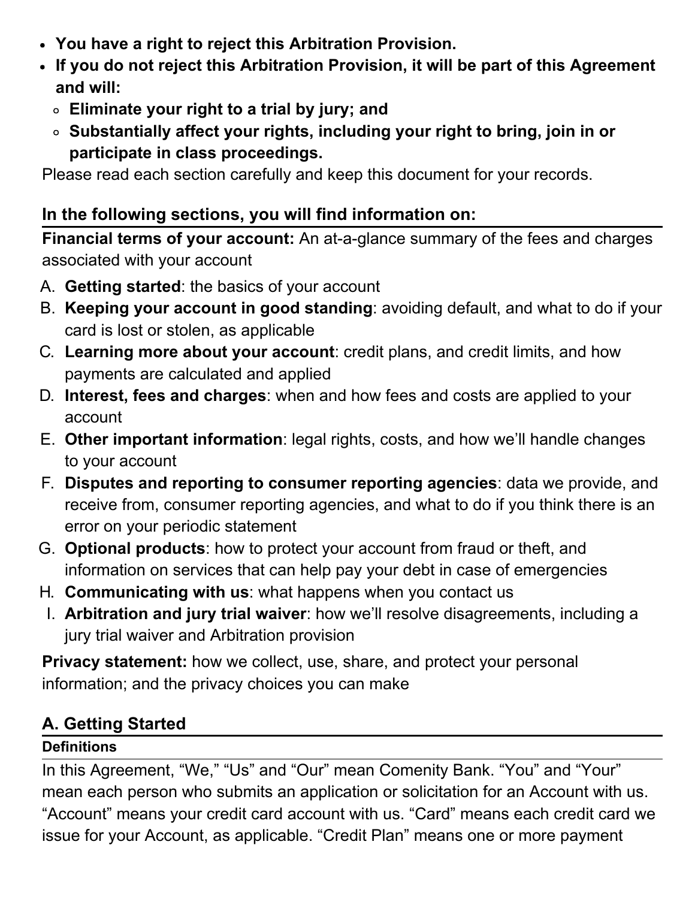- **You have a right to reject this Arbitration Provision.**
- **If you do not reject this Arbitration Provision, it will be part of this Agreement and will:**
  - **Eliminate your right to a trial by jury; and**
  - **Substantially affect your rights, including your right to bring, join in or participate in class proceedings.**

Please read each section carefully and keep this document for your records.

### In the following sections, you will find information on:

**Financial terms of your account:** An at-a-glance summary of the fees and charges associated with your account

A. **Getting started**: the basics of your account
B. **Keeping your account in good standing**: avoiding default, and what to do if your card is lost or stolen, as applicable
C. **Learning more about your account**: credit plans, and credit limits, and how payments are calculated and applied
D. **Interest, fees and charges**: when and how fees and costs are applied to your account
E. **Other important information**: legal rights, costs, and how we'll handle changes to your account
F. **Disputes and reporting to consumer reporting agencies**: data we provide, and receive from, consumer reporting agencies, and what to do if you think there is an error on your periodic statement
G. **Optional products**: how to protect your account from fraud or theft, and information on services that can help pay your debt in case of emergencies
H. **Communicating with us**: what happens when you contact us
I. **Arbitration and jury trial waiver**: how we'll resolve disagreements, including a jury trial waiver and Arbitration provision

**Privacy statement:** how we collect, use, share, and protect your personal information; and the privacy choices you can make

## A. Getting Started

#### Definitions

In this Agreement, "We," "Us" and "Our" mean Comenity Bank. "You" and "Your" mean each person who submits an application or solicitation for an Account with us. "Account" means your credit card account with us. "Card" means each credit card we issue for your Account, as applicable. "Credit Plan" means one or more payment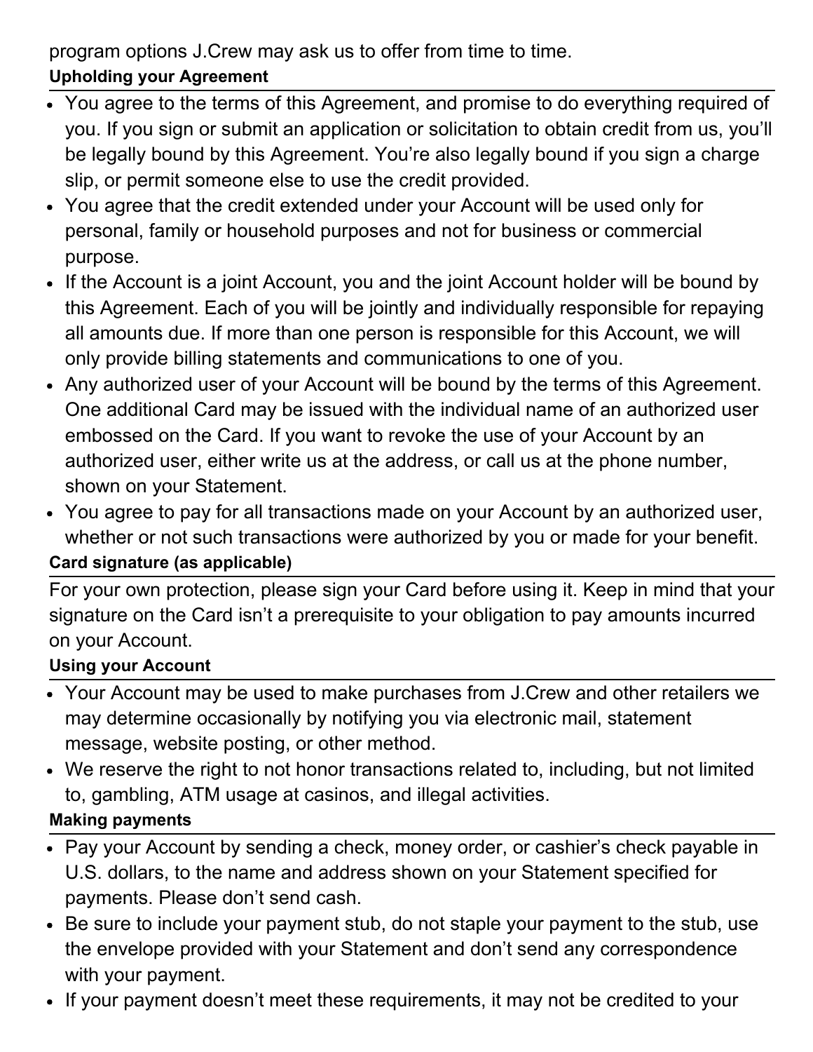program options J.Crew may ask us to offer from time to time.

**Upholding your Agreement**

- You agree to the terms of this Agreement, and promise to do everything required of you. If you sign or submit an application or solicitation to obtain credit from us, you'll be legally bound by this Agreement. You're also legally bound if you sign a charge slip, or permit someone else to use the credit provided.
- You agree that the credit extended under your Account will be used only for personal, family or household purposes and not for business or commercial purpose.
- If the Account is a joint Account, you and the joint Account holder will be bound by this Agreement. Each of you will be jointly and individually responsible for repaying all amounts due. If more than one person is responsible for this Account, we will only provide billing statements and communications to one of you.
- Any authorized user of your Account will be bound by the terms of this Agreement. One additional Card may be issued with the individual name of an authorized user embossed on the Card. If you want to revoke the use of your Account by an authorized user, either write us at the address, or call us at the phone number, shown on your Statement.
- You agree to pay for all transactions made on your Account by an authorized user, whether or not such transactions were authorized by you or made for your benefit.

**Card signature (as applicable)**

For your own protection, please sign your Card before using it. Keep in mind that your signature on the Card isn't a prerequisite to your obligation to pay amounts incurred on your Account.

**Using your Account**

- Your Account may be used to make purchases from J.Crew and other retailers we may determine occasionally by notifying you via electronic mail, statement message, website posting, or other method.
- We reserve the right to not honor transactions related to, including, but not limited to, gambling, ATM usage at casinos, and illegal activities.

**Making payments**

- Pay your Account by sending a check, money order, or cashier's check payable in U.S. dollars, to the name and address shown on your Statement specified for payments. Please don't send cash.
- Be sure to include your payment stub, do not staple your payment to the stub, use the envelope provided with your Statement and don't send any correspondence with your payment.
- If your payment doesn't meet these requirements, it may not be credited to your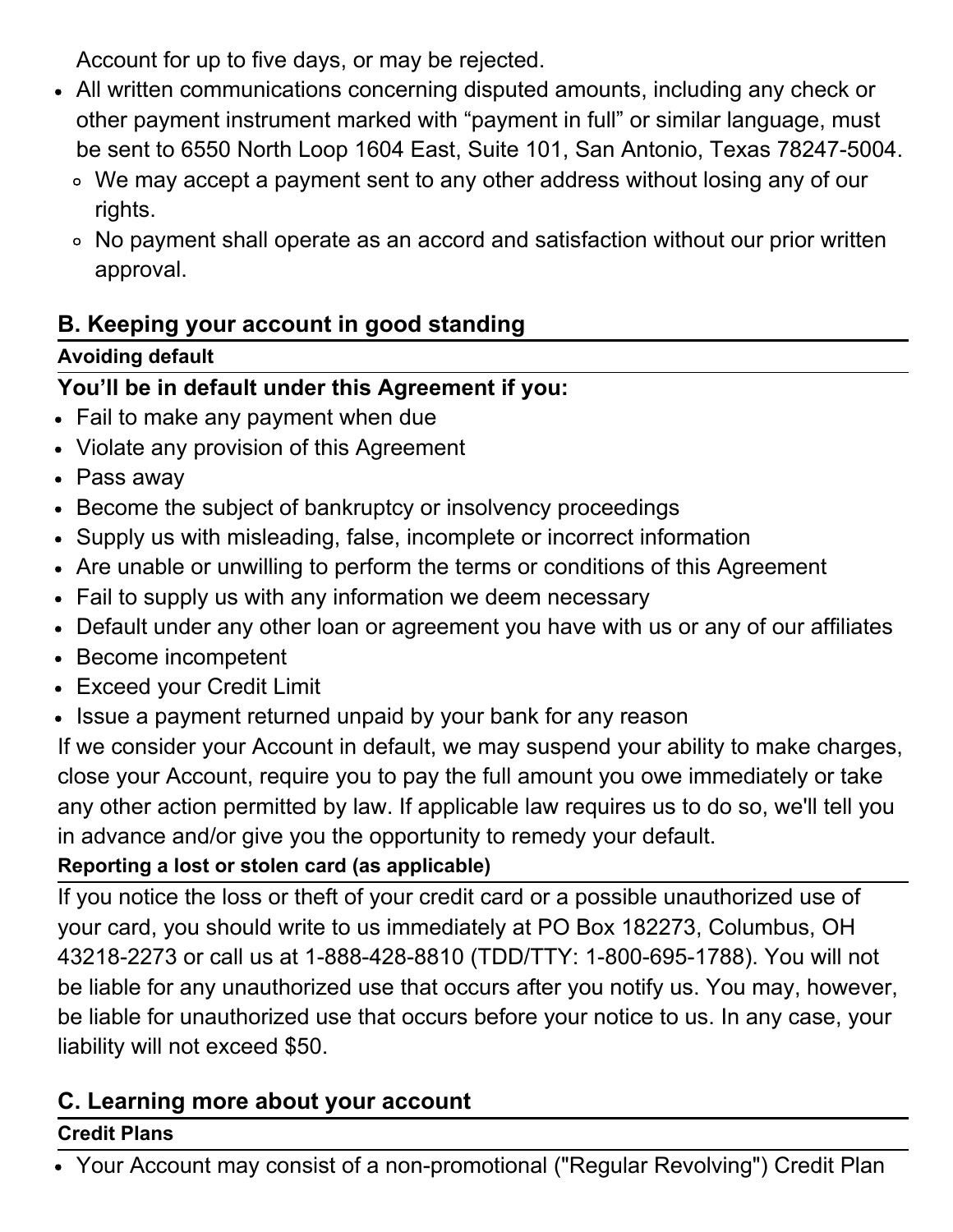Account for up to five days, or may be rejected.

- All written communications concerning disputed amounts, including any check or other payment instrument marked with "payment in full" or similar language, must be sent to 6550 North Loop 1604 East, Suite 101, San Antonio, Texas 78247-5004.
  - We may accept a payment sent to any other address without losing any of our rights.
  - No payment shall operate as an accord and satisfaction without our prior written approval.

## B. Keeping your account in good standing

#### Avoiding default

### You'll be in default under this Agreement if you:

- Fail to make any payment when due
- Violate any provision of this Agreement
- Pass away
- Become the subject of bankruptcy or insolvency proceedings
- Supply us with misleading, false, incomplete or incorrect information
- Are unable or unwilling to perform the terms or conditions of this Agreement
- Fail to supply us with any information we deem necessary
- Default under any other loan or agreement you have with us or any of our affiliates
- Become incompetent
- Exceed your Credit Limit
- Issue a payment returned unpaid by your bank for any reason

If we consider your Account in default, we may suspend your ability to make charges, close your Account, require you to pay the full amount you owe immediately or take any other action permitted by law. If applicable law requires us to do so, we'll tell you in advance and/or give you the opportunity to remedy your default.

#### Reporting a lost or stolen card (as applicable)

If you notice the loss or theft of your credit card or a possible unauthorized use of your card, you should write to us immediately at PO Box 182273, Columbus, OH 43218-2273 or call us at 1-888-428-8810 (TDD/TTY: 1-800-695-1788). You will not be liable for any unauthorized use that occurs after you notify us. You may, however, be liable for unauthorized use that occurs before your notice to us. In any case, your liability will not exceed $50.

## C. Learning more about your account

#### Credit Plans

- Your Account may consist of a non-promotional ("Regular Revolving") Credit Plan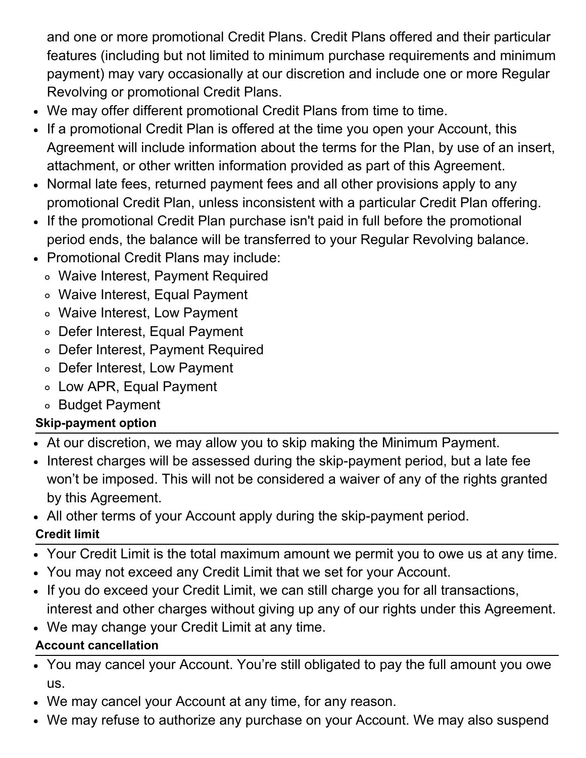and one or more promotional Credit Plans. Credit Plans offered and their particular features (including but not limited to minimum purchase requirements and minimum payment) may vary occasionally at our discretion and include one or more Regular Revolving or promotional Credit Plans.

- We may offer different promotional Credit Plans from time to time.
- If a promotional Credit Plan is offered at the time you open your Account, this Agreement will include information about the terms for the Plan, by use of an insert, attachment, or other written information provided as part of this Agreement.
- Normal late fees, returned payment fees and all other provisions apply to any promotional Credit Plan, unless inconsistent with a particular Credit Plan offering.
- If the promotional Credit Plan purchase isn't paid in full before the promotional period ends, the balance will be transferred to your Regular Revolving balance.
- Promotional Credit Plans may include:
  - Waive Interest, Payment Required
  - Waive Interest, Equal Payment
  - Waive Interest, Low Payment
  - Defer Interest, Equal Payment
  - Defer Interest, Payment Required
  - Defer Interest, Low Payment
  - Low APR, Equal Payment
  - Budget Payment

**Skip-payment option**

- At our discretion, we may allow you to skip making the Minimum Payment.
- Interest charges will be assessed during the skip-payment period, but a late fee won't be imposed. This will not be considered a waiver of any of the rights granted by this Agreement.
- All other terms of your Account apply during the skip-payment period.

**Credit limit**

- Your Credit Limit is the total maximum amount we permit you to owe us at any time.
- You may not exceed any Credit Limit that we set for your Account.
- If you do exceed your Credit Limit, we can still charge you for all transactions, interest and other charges without giving up any of our rights under this Agreement.
- We may change your Credit Limit at any time.

**Account cancellation**

- You may cancel your Account. You're still obligated to pay the full amount you owe us.
- We may cancel your Account at any time, for any reason.
- We may refuse to authorize any purchase on your Account. We may also suspend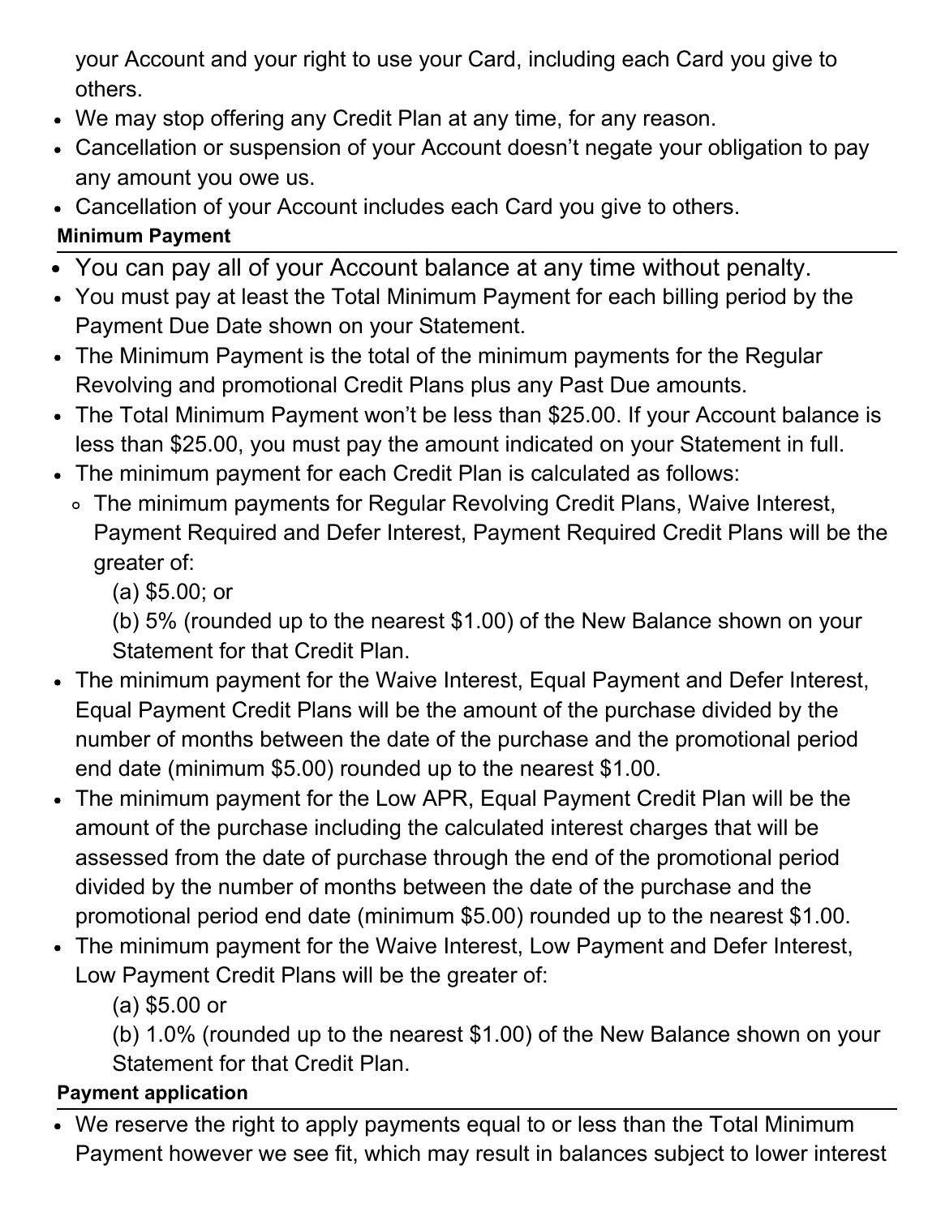your Account and your right to use your Card, including each Card you give to others.

- We may stop offering any Credit Plan at any time, for any reason.
- Cancellation or suspension of your Account doesn't negate your obligation to pay any amount you owe us.
- Cancellation of your Account includes each Card you give to others.

**Minimum Payment**

- You can pay all of your Account balance at any time without penalty.
- You must pay at least the Total Minimum Payment for each billing period by the Payment Due Date shown on your Statement.
- The Minimum Payment is the total of the minimum payments for the Regular Revolving and promotional Credit Plans plus any Past Due amounts.
- The Total Minimum Payment won't be less than $25.00. If your Account balance is less than $25.00, you must pay the amount indicated on your Statement in full.
- The minimum payment for each Credit Plan is calculated as follows:
  - The minimum payments for Regular Revolving Credit Plans, Waive Interest, Payment Required and Defer Interest, Payment Required Credit Plans will be the greater of:

    (a) $5.00; or

    (b) 5% (rounded up to the nearest $1.00) of the New Balance shown on your Statement for that Credit Plan.
- The minimum payment for the Waive Interest, Equal Payment and Defer Interest, Equal Payment Credit Plans will be the amount of the purchase divided by the number of months between the date of the purchase and the promotional period end date (minimum $5.00) rounded up to the nearest $1.00.
- The minimum payment for the Low APR, Equal Payment Credit Plan will be the amount of the purchase including the calculated interest charges that will be assessed from the date of purchase through the end of the promotional period divided by the number of months between the date of the purchase and the promotional period end date (minimum $5.00) rounded up to the nearest $1.00.
- The minimum payment for the Waive Interest, Low Payment and Defer Interest, Low Payment Credit Plans will be the greater of:

  (a) $5.00 or

  (b) 1.0% (rounded up to the nearest $1.00) of the New Balance shown on your Statement for that Credit Plan.

**Payment application**

- We reserve the right to apply payments equal to or less than the Total Minimum Payment however we see fit, which may result in balances subject to lower interest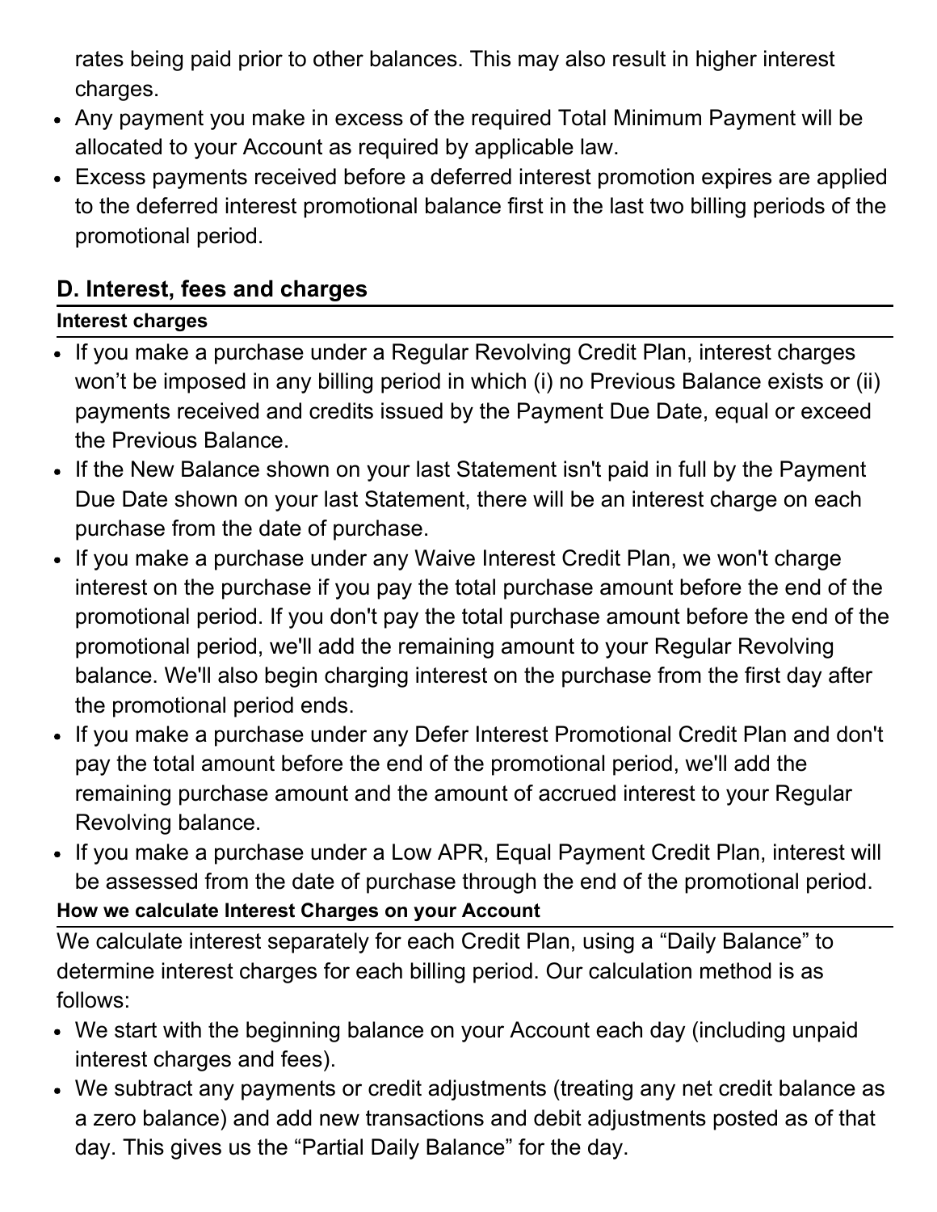rates being paid prior to other balances. This may also result in higher interest charges.

- Any payment you make in excess of the required Total Minimum Payment will be allocated to your Account as required by applicable law.
- Excess payments received before a deferred interest promotion expires are applied to the deferred interest promotional balance first in the last two billing periods of the promotional period.

## D. Interest, fees and charges

### Interest charges

- If you make a purchase under a Regular Revolving Credit Plan, interest charges won't be imposed in any billing period in which (i) no Previous Balance exists or (ii) payments received and credits issued by the Payment Due Date, equal or exceed the Previous Balance.
- If the New Balance shown on your last Statement isn't paid in full by the Payment Due Date shown on your last Statement, there will be an interest charge on each purchase from the date of purchase.
- If you make a purchase under any Waive Interest Credit Plan, we won't charge interest on the purchase if you pay the total purchase amount before the end of the promotional period. If you don't pay the total purchase amount before the end of the promotional period, we'll add the remaining amount to your Regular Revolving balance. We'll also begin charging interest on the purchase from the first day after the promotional period ends.
- If you make a purchase under any Defer Interest Promotional Credit Plan and don't pay the total amount before the end of the promotional period, we'll add the remaining purchase amount and the amount of accrued interest to your Regular Revolving balance.
- If you make a purchase under a Low APR, Equal Payment Credit Plan, interest will be assessed from the date of purchase through the end of the promotional period.

### How we calculate Interest Charges on your Account

We calculate interest separately for each Credit Plan, using a "Daily Balance" to determine interest charges for each billing period. Our calculation method is as follows:

- We start with the beginning balance on your Account each day (including unpaid interest charges and fees).
- We subtract any payments or credit adjustments (treating any net credit balance as a zero balance) and add new transactions and debit adjustments posted as of that day. This gives us the "Partial Daily Balance" for the day.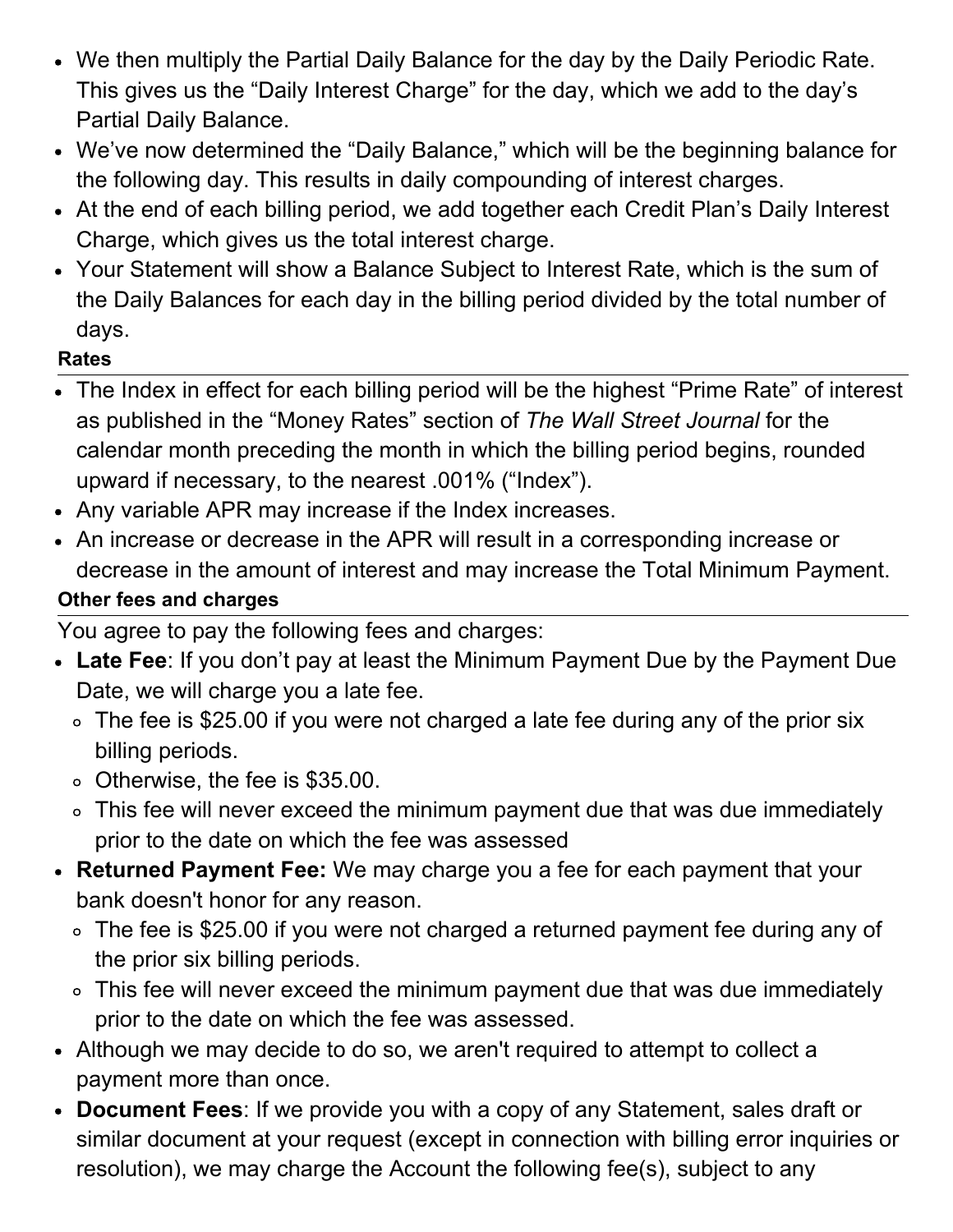- We then multiply the Partial Daily Balance for the day by the Daily Periodic Rate. This gives us the "Daily Interest Charge" for the day, which we add to the day's Partial Daily Balance.
- We've now determined the "Daily Balance," which will be the beginning balance for the following day. This results in daily compounding of interest charges.
- At the end of each billing period, we add together each Credit Plan's Daily Interest Charge, which gives us the total interest charge.
- Your Statement will show a Balance Subject to Interest Rate, which is the sum of the Daily Balances for each day in the billing period divided by the total number of days.

#### Rates

- The Index in effect for each billing period will be the highest "Prime Rate" of interest as published in the "Money Rates" section of *The Wall Street Journal* for the calendar month preceding the month in which the billing period begins, rounded upward if necessary, to the nearest .001% ("Index").
- Any variable APR may increase if the Index increases.
- An increase or decrease in the APR will result in a corresponding increase or decrease in the amount of interest and may increase the Total Minimum Payment.

#### Other fees and charges

You agree to pay the following fees and charges:

- **Late Fee**: If you don't pay at least the Minimum Payment Due by the Payment Due Date, we will charge you a late fee.
  - The fee is $25.00 if you were not charged a late fee during any of the prior six billing periods.
  - Otherwise, the fee is $35.00.
  - This fee will never exceed the minimum payment due that was due immediately prior to the date on which the fee was assessed
- **Returned Payment Fee:** We may charge you a fee for each payment that your bank doesn't honor for any reason.
  - The fee is $25.00 if you were not charged a returned payment fee during any of the prior six billing periods.
  - This fee will never exceed the minimum payment due that was due immediately prior to the date on which the fee was assessed.
- Although we may decide to do so, we aren't required to attempt to collect a payment more than once.
- **Document Fees**: If we provide you with a copy of any Statement, sales draft or similar document at your request (except in connection with billing error inquiries or resolution), we may charge the Account the following fee(s), subject to any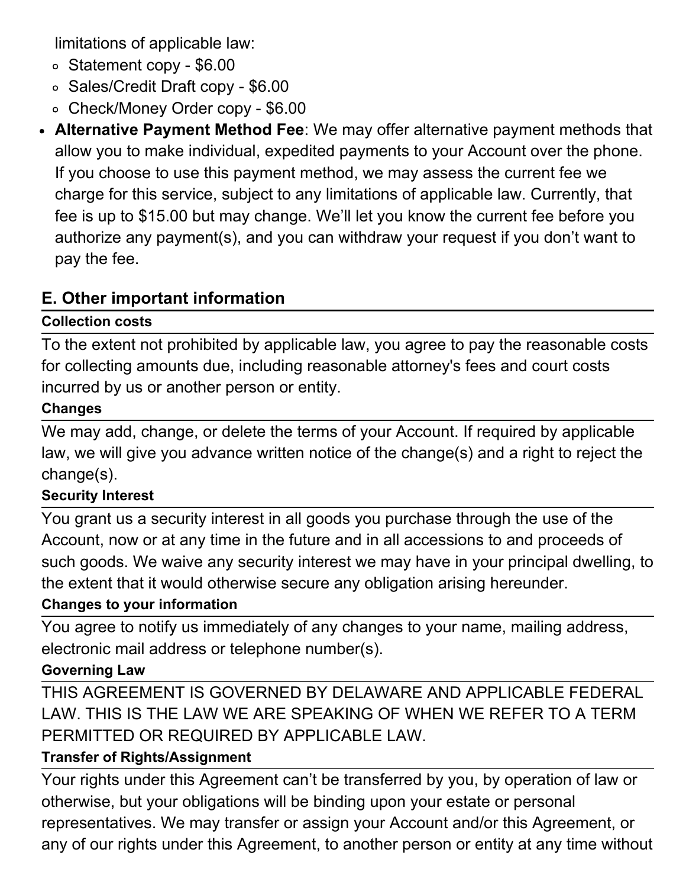limitations of applicable law:

- Statement copy - $6.00
- Sales/Credit Draft copy - $6.00
- Check/Money Order copy - $6.00

- **Alternative Payment Method Fee**: We may offer alternative payment methods that allow you to make individual, expedited payments to your Account over the phone. If you choose to use this payment method, we may assess the current fee we charge for this service, subject to any limitations of applicable law. Currently, that fee is up to $15.00 but may change. We'll let you know the current fee before you authorize any payment(s), and you can withdraw your request if you don't want to pay the fee.

## E. Other important information

**Collection costs**

To the extent not prohibited by applicable law, you agree to pay the reasonable costs for collecting amounts due, including reasonable attorney's fees and court costs incurred by us or another person or entity.

**Changes**

We may add, change, or delete the terms of your Account. If required by applicable law, we will give you advance written notice of the change(s) and a right to reject the change(s).

**Security Interest**

You grant us a security interest in all goods you purchase through the use of the Account, now or at any time in the future and in all accessions to and proceeds of such goods. We waive any security interest we may have in your principal dwelling, to the extent that it would otherwise secure any obligation arising hereunder.

**Changes to your information**

You agree to notify us immediately of any changes to your name, mailing address, electronic mail address or telephone number(s).

**Governing Law**

THIS AGREEMENT IS GOVERNED BY DELAWARE AND APPLICABLE FEDERAL LAW. THIS IS THE LAW WE ARE SPEAKING OF WHEN WE REFER TO A TERM PERMITTED OR REQUIRED BY APPLICABLE LAW.

**Transfer of Rights/Assignment**

Your rights under this Agreement can't be transferred by you, by operation of law or otherwise, but your obligations will be binding upon your estate or personal representatives. We may transfer or assign your Account and/or this Agreement, or any of our rights under this Agreement, to another person or entity at any time without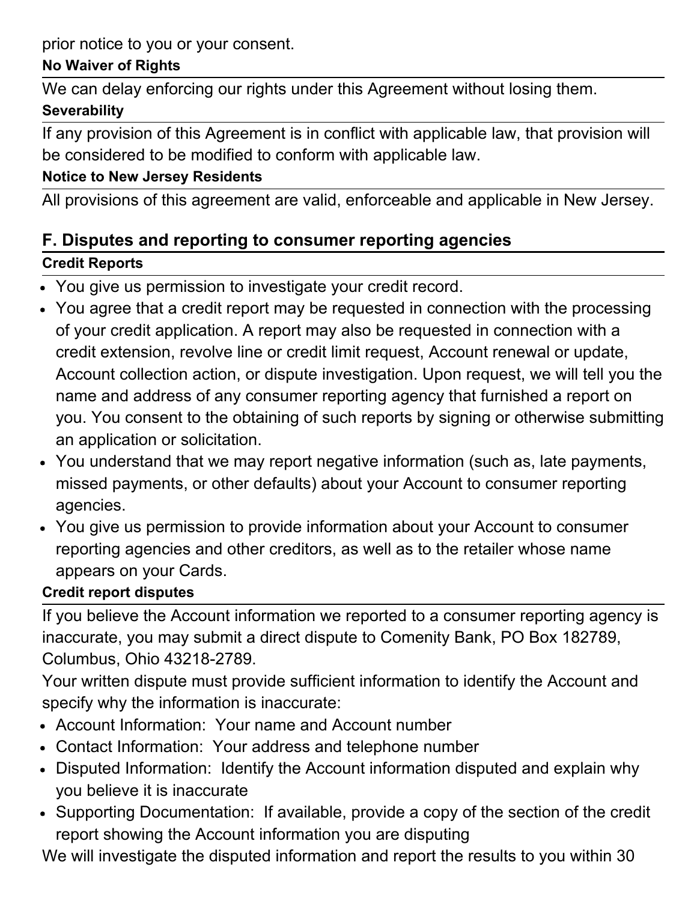prior notice to you or your consent.

**No Waiver of Rights**

We can delay enforcing our rights under this Agreement without losing them.

**Severability**

If any provision of this Agreement is in conflict with applicable law, that provision will be considered to be modified to conform with applicable law.

**Notice to New Jersey Residents**

All provisions of this agreement are valid, enforceable and applicable in New Jersey.

## F. Disputes and reporting to consumer reporting agencies

**Credit Reports**

- You give us permission to investigate your credit record.
- You agree that a credit report may be requested in connection with the processing of your credit application. A report may also be requested in connection with a credit extension, revolve line or credit limit request, Account renewal or update, Account collection action, or dispute investigation. Upon request, we will tell you the name and address of any consumer reporting agency that furnished a report on you. You consent to the obtaining of such reports by signing or otherwise submitting an application or solicitation.
- You understand that we may report negative information (such as, late payments, missed payments, or other defaults) about your Account to consumer reporting agencies.
- You give us permission to provide information about your Account to consumer reporting agencies and other creditors, as well as to the retailer whose name appears on your Cards.

**Credit report disputes**

If you believe the Account information we reported to a consumer reporting agency is inaccurate, you may submit a direct dispute to Comenity Bank, PO Box 182789, Columbus, Ohio 43218-2789.

Your written dispute must provide sufficient information to identify the Account and specify why the information is inaccurate:

- Account Information: Your name and Account number
- Contact Information: Your address and telephone number
- Disputed Information: Identify the Account information disputed and explain why you believe it is inaccurate
- Supporting Documentation: If available, provide a copy of the section of the credit report showing the Account information you are disputing

We will investigate the disputed information and report the results to you within 30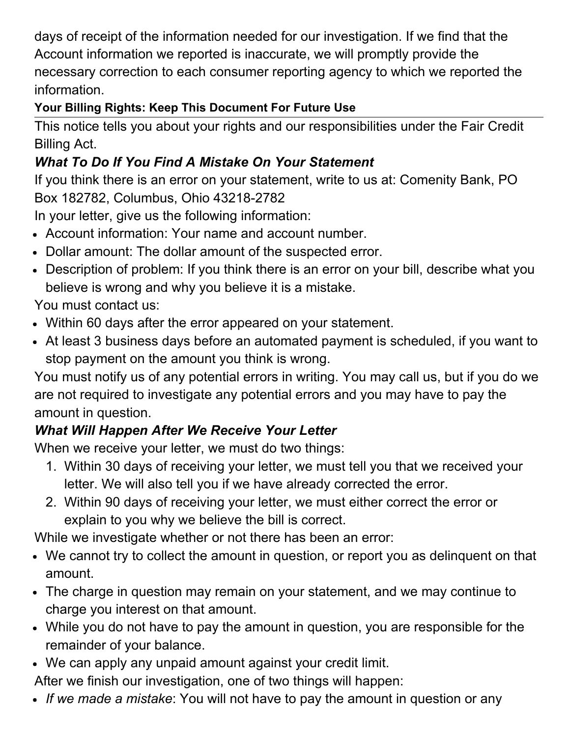days of receipt of the information needed for our investigation. If we find that the Account information we reported is inaccurate, we will promptly provide the necessary correction to each consumer reporting agency to which we reported the information.

**Your Billing Rights: Keep This Document For Future Use**

This notice tells you about your rights and our responsibilities under the Fair Credit Billing Act.

### *What To Do If You Find A Mistake On Your Statement*

If you think there is an error on your statement, write to us at: Comenity Bank, PO Box 182782, Columbus, Ohio 43218-2782

In your letter, give us the following information:

- Account information: Your name and account number.
- Dollar amount: The dollar amount of the suspected error.
- Description of problem: If you think there is an error on your bill, describe what you believe is wrong and why you believe it is a mistake.

You must contact us:

- Within 60 days after the error appeared on your statement.
- At least 3 business days before an automated payment is scheduled, if you want to stop payment on the amount you think is wrong.

You must notify us of any potential errors in writing. You may call us, but if you do we are not required to investigate any potential errors and you may have to pay the amount in question.

### *What Will Happen After We Receive Your Letter*

When we receive your letter, we must do two things:

1. Within 30 days of receiving your letter, we must tell you that we received your letter. We will also tell you if we have already corrected the error.
2. Within 90 days of receiving your letter, we must either correct the error or explain to you why we believe the bill is correct.

While we investigate whether or not there has been an error:

- We cannot try to collect the amount in question, or report you as delinquent on that amount.
- The charge in question may remain on your statement, and we may continue to charge you interest on that amount.
- While you do not have to pay the amount in question, you are responsible for the remainder of your balance.
- We can apply any unpaid amount against your credit limit.

After we finish our investigation, one of two things will happen:

- *If we made a mistake*: You will not have to pay the amount in question or any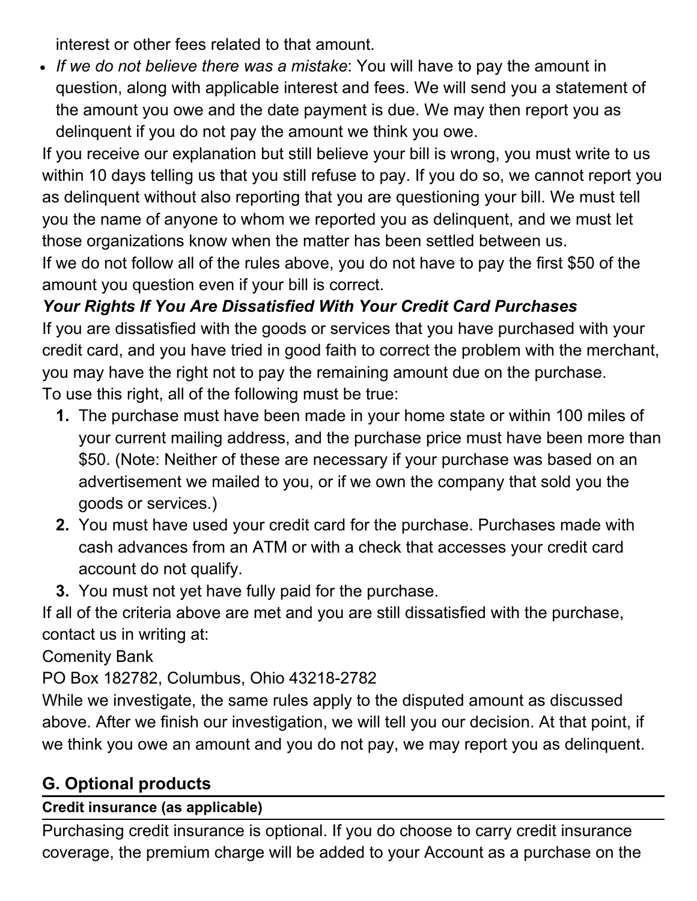interest or other fees related to that amount.

- *If we do not believe there was a mistake*: You will have to pay the amount in question, along with applicable interest and fees. We will send you a statement of the amount you owe and the date payment is due. We may then report you as delinquent if you do not pay the amount we think you owe.

If you receive our explanation but still believe your bill is wrong, you must write to us within 10 days telling us that you still refuse to pay. If you do so, we cannot report you as delinquent without also reporting that you are questioning your bill. We must tell you the name of anyone to whom we reported you as delinquent, and we must let those organizations know when the matter has been settled between us.

If we do not follow all of the rules above, you do not have to pay the first $50 of the amount you question even if your bill is correct.

***Your Rights If You Are Dissatisfied With Your Credit Card Purchases***

If you are dissatisfied with the goods or services that you have purchased with your credit card, and you have tried in good faith to correct the problem with the merchant, you may have the right not to pay the remaining amount due on the purchase.

To use this right, all of the following must be true:

1. The purchase must have been made in your home state or within 100 miles of your current mailing address, and the purchase price must have been more than $50. (Note: Neither of these are necessary if your purchase was based on an advertisement we mailed to you, or if we own the company that sold you the goods or services.)
2. You must have used your credit card for the purchase. Purchases made with cash advances from an ATM or with a check that accesses your credit card account do not qualify.
3. You must not yet have fully paid for the purchase.

If all of the criteria above are met and you are still dissatisfied with the purchase, contact us in writing at:

Comenity Bank

PO Box 182782, Columbus, Ohio 43218-2782

While we investigate, the same rules apply to the disputed amount as discussed above. After we finish our investigation, we will tell you our decision. At that point, if we think you owe an amount and you do not pay, we may report you as delinquent.

## G. Optional products

**Credit insurance (as applicable)**

Purchasing credit insurance is optional. If you do choose to carry credit insurance coverage, the premium charge will be added to your Account as a purchase on the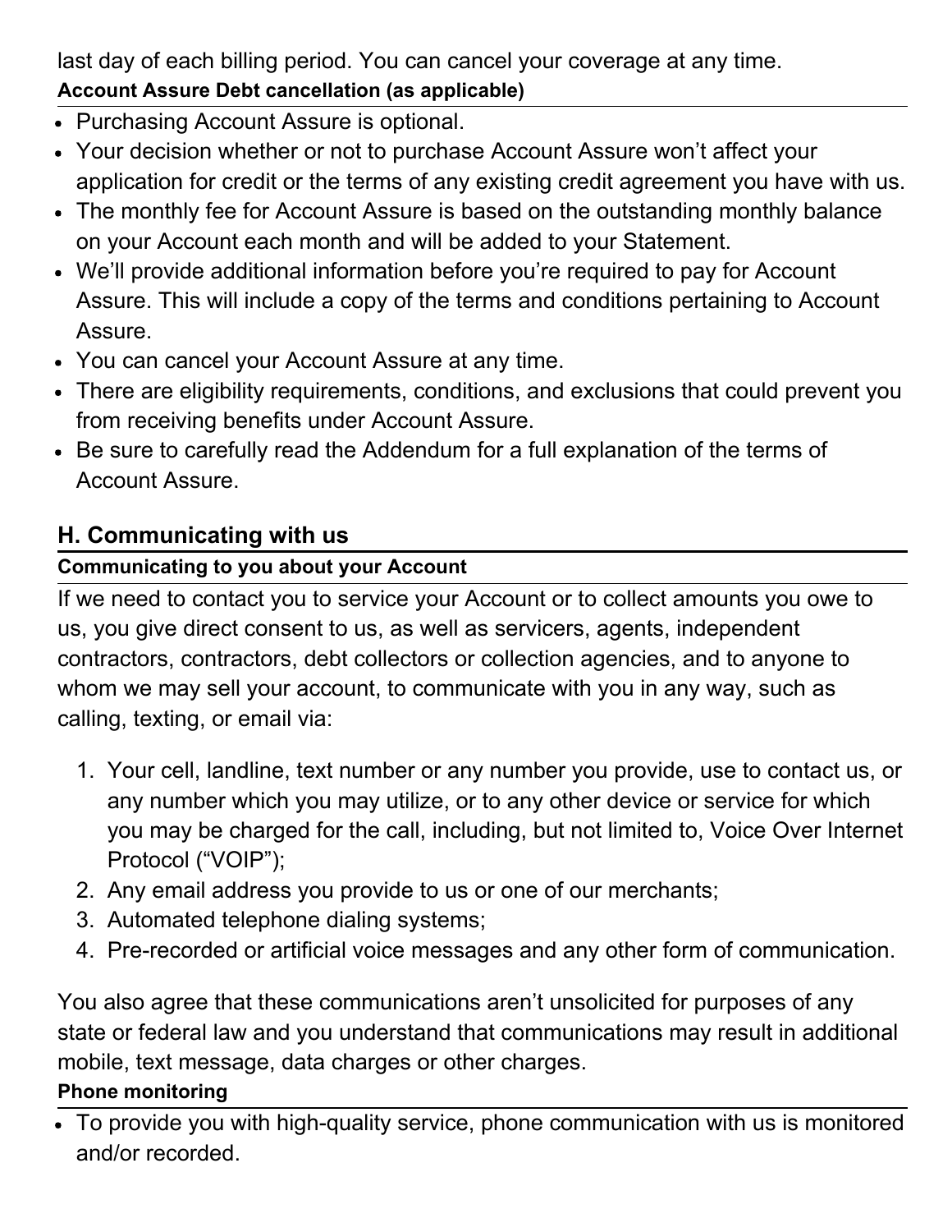last day of each billing period. You can cancel your coverage at any time.

#### Account Assure Debt cancellation (as applicable)

- Purchasing Account Assure is optional.
- Your decision whether or not to purchase Account Assure won't affect your application for credit or the terms of any existing credit agreement you have with us.
- The monthly fee for Account Assure is based on the outstanding monthly balance on your Account each month and will be added to your Statement.
- We'll provide additional information before you're required to pay for Account Assure. This will include a copy of the terms and conditions pertaining to Account Assure.
- You can cancel your Account Assure at any time.
- There are eligibility requirements, conditions, and exclusions that could prevent you from receiving benefits under Account Assure.
- Be sure to carefully read the Addendum for a full explanation of the terms of Account Assure.

## H. Communicating with us

#### Communicating to you about your Account

If we need to contact you to service your Account or to collect amounts you owe to us, you give direct consent to us, as well as servicers, agents, independent contractors, contractors, debt collectors or collection agencies, and to anyone to whom we may sell your account, to communicate with you in any way, such as calling, texting, or email via:

1. Your cell, landline, text number or any number you provide, use to contact us, or any number which you may utilize, or to any other device or service for which you may be charged for the call, including, but not limited to, Voice Over Internet Protocol ("VOIP");
2. Any email address you provide to us or one of our merchants;
3. Automated telephone dialing systems;
4. Pre-recorded or artificial voice messages and any other form of communication.

You also agree that these communications aren't unsolicited for purposes of any state or federal law and you understand that communications may result in additional mobile, text message, data charges or other charges.

#### Phone monitoring

- To provide you with high-quality service, phone communication with us is monitored and/or recorded.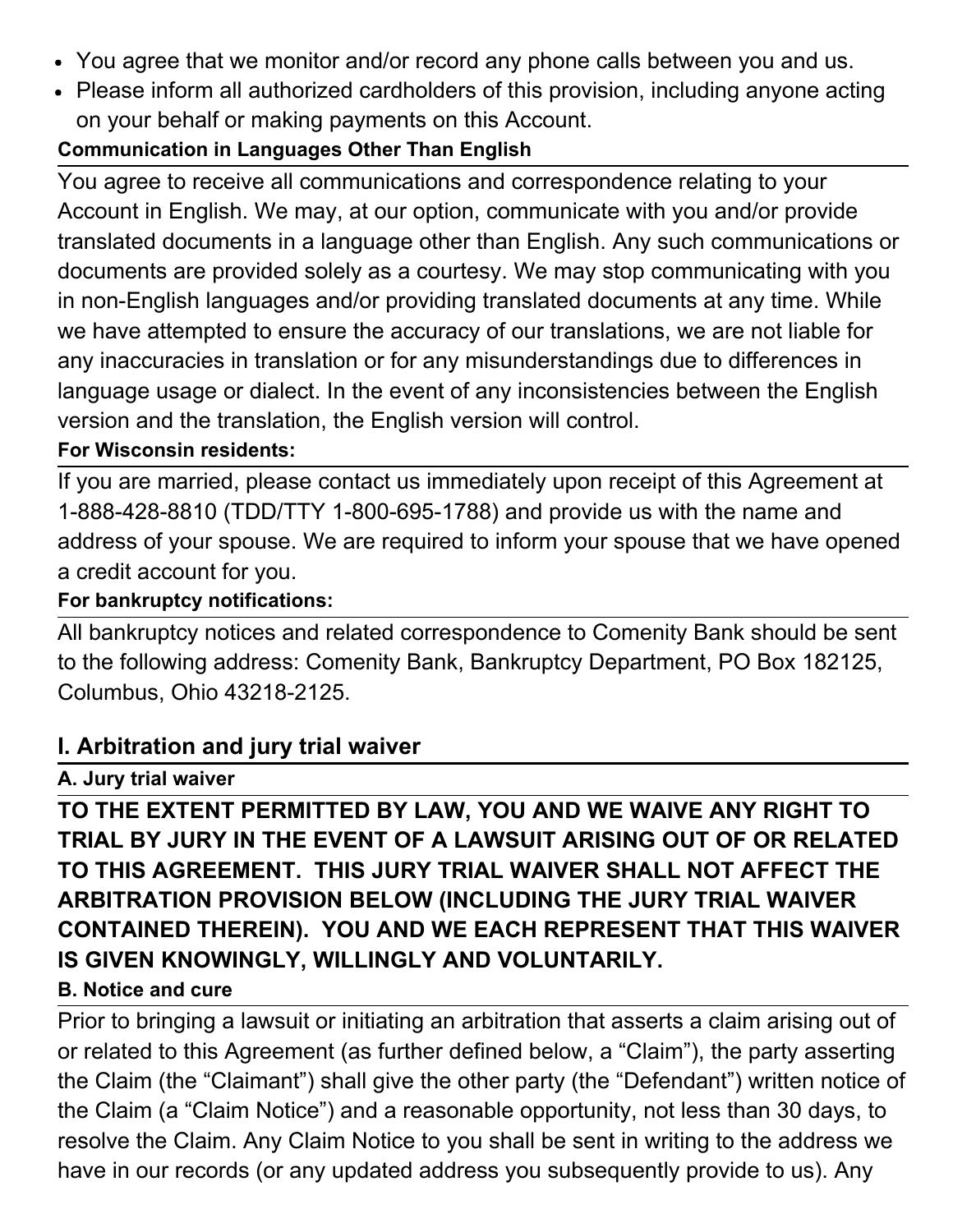- You agree that we monitor and/or record any phone calls between you and us.
- Please inform all authorized cardholders of this provision, including anyone acting on your behalf or making payments on this Account.

**Communication in Languages Other Than English**

You agree to receive all communications and correspondence relating to your Account in English. We may, at our option, communicate with you and/or provide translated documents in a language other than English. Any such communications or documents are provided solely as a courtesy. We may stop communicating with you in non-English languages and/or providing translated documents at any time. While we have attempted to ensure the accuracy of our translations, we are not liable for any inaccuracies in translation or for any misunderstandings due to differences in language usage or dialect. In the event of any inconsistencies between the English version and the translation, the English version will control.

**For Wisconsin residents:**

If you are married, please contact us immediately upon receipt of this Agreement at 1-888-428-8810 (TDD/TTY 1-800-695-1788) and provide us with the name and address of your spouse. We are required to inform your spouse that we have opened a credit account for you.

**For bankruptcy notifications:**

All bankruptcy notices and related correspondence to Comenity Bank should be sent to the following address: Comenity Bank, Bankruptcy Department, PO Box 182125, Columbus, Ohio 43218-2125.

## I. Arbitration and jury trial waiver

**A. Jury trial waiver**

**TO THE EXTENT PERMITTED BY LAW, YOU AND WE WAIVE ANY RIGHT TO TRIAL BY JURY IN THE EVENT OF A LAWSUIT ARISING OUT OF OR RELATED TO THIS AGREEMENT. THIS JURY TRIAL WAIVER SHALL NOT AFFECT THE ARBITRATION PROVISION BELOW (INCLUDING THE JURY TRIAL WAIVER CONTAINED THEREIN). YOU AND WE EACH REPRESENT THAT THIS WAIVER IS GIVEN KNOWINGLY, WILLINGLY AND VOLUNTARILY.**

**B. Notice and cure**

Prior to bringing a lawsuit or initiating an arbitration that asserts a claim arising out of or related to this Agreement (as further defined below, a "Claim"), the party asserting the Claim (the "Claimant") shall give the other party (the "Defendant") written notice of the Claim (a "Claim Notice") and a reasonable opportunity, not less than 30 days, to resolve the Claim. Any Claim Notice to you shall be sent in writing to the address we have in our records (or any updated address you subsequently provide to us). Any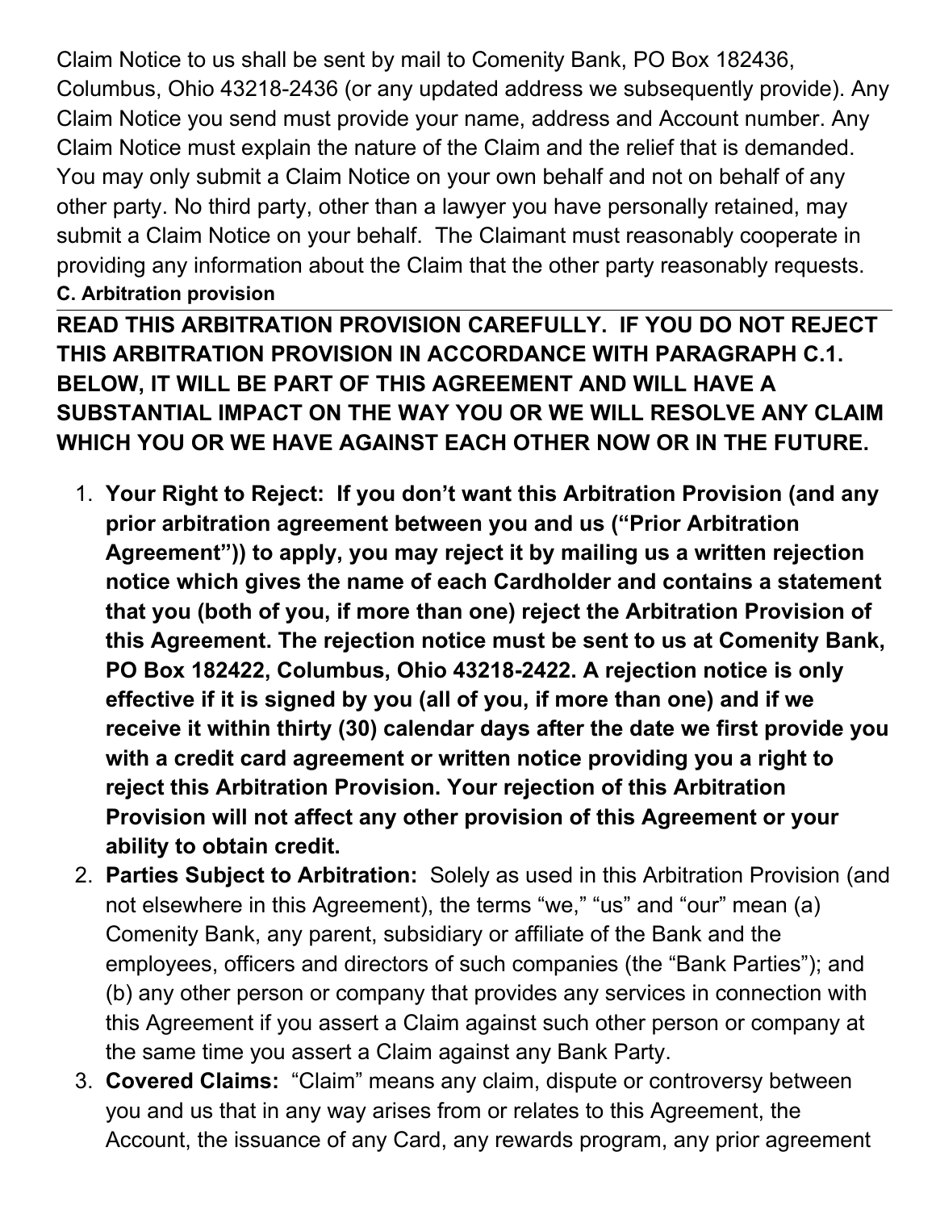Claim Notice to us shall be sent by mail to Comenity Bank, PO Box 182436, Columbus, Ohio 43218-2436 (or any updated address we subsequently provide). Any Claim Notice you send must provide your name, address and Account number. Any Claim Notice must explain the nature of the Claim and the relief that is demanded. You may only submit a Claim Notice on your own behalf and not on behalf of any other party. No third party, other than a lawyer you have personally retained, may submit a Claim Notice on your behalf. The Claimant must reasonably cooperate in providing any information about the Claim that the other party reasonably requests.

**C. Arbitration provision**

**READ THIS ARBITRATION PROVISION CAREFULLY. IF YOU DO NOT REJECT THIS ARBITRATION PROVISION IN ACCORDANCE WITH PARAGRAPH C.1. BELOW, IT WILL BE PART OF THIS AGREEMENT AND WILL HAVE A SUBSTANTIAL IMPACT ON THE WAY YOU OR WE WILL RESOLVE ANY CLAIM WHICH YOU OR WE HAVE AGAINST EACH OTHER NOW OR IN THE FUTURE.**

1. **Your Right to Reject: If you don't want this Arbitration Provision (and any prior arbitration agreement between you and us ("Prior Arbitration Agreement")) to apply, you may reject it by mailing us a written rejection notice which gives the name of each Cardholder and contains a statement that you (both of you, if more than one) reject the Arbitration Provision of this Agreement. The rejection notice must be sent to us at Comenity Bank, PO Box 182422, Columbus, Ohio 43218-2422. A rejection notice is only effective if it is signed by you (all of you, if more than one) and if we receive it within thirty (30) calendar days after the date we first provide you with a credit card agreement or written notice providing you a right to reject this Arbitration Provision. Your rejection of this Arbitration Provision will not affect any other provision of this Agreement or your ability to obtain credit.**
2. **Parties Subject to Arbitration:** Solely as used in this Arbitration Provision (and not elsewhere in this Agreement), the terms "we," "us" and "our" mean (a) Comenity Bank, any parent, subsidiary or affiliate of the Bank and the employees, officers and directors of such companies (the "Bank Parties"); and (b) any other person or company that provides any services in connection with this Agreement if you assert a Claim against such other person or company at the same time you assert a Claim against any Bank Party.
3. **Covered Claims:** "Claim" means any claim, dispute or controversy between you and us that in any way arises from or relates to this Agreement, the Account, the issuance of any Card, any rewards program, any prior agreement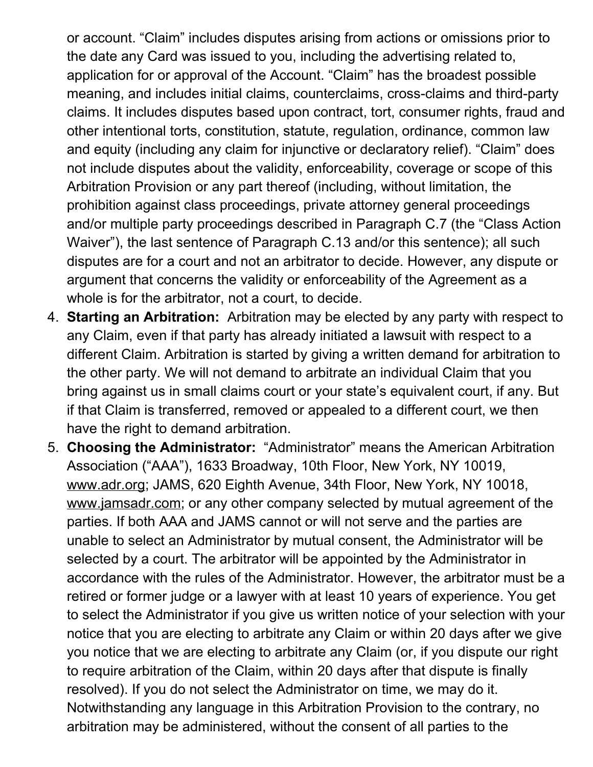or account. “Claim” includes disputes arising from actions or omissions prior to the date any Card was issued to you, including the advertising related to, application for or approval of the Account. “Claim” has the broadest possible meaning, and includes initial claims, counterclaims, cross-claims and third-party claims. It includes disputes based upon contract, tort, consumer rights, fraud and other intentional torts, constitution, statute, regulation, ordinance, common law and equity (including any claim for injunctive or declaratory relief). “Claim” does not include disputes about the validity, enforceability, coverage or scope of this Arbitration Provision or any part thereof (including, without limitation, the prohibition against class proceedings, private attorney general proceedings and/or multiple party proceedings described in Paragraph C.7 (the “Class Action Waiver”), the last sentence of Paragraph C.13 and/or this sentence); all such disputes are for a court and not an arbitrator to decide. However, any dispute or argument that concerns the validity or enforceability of the Agreement as a whole is for the arbitrator, not a court, to decide.

4. **Starting an Arbitration:** Arbitration may be elected by any party with respect to any Claim, even if that party has already initiated a lawsuit with respect to a different Claim. Arbitration is started by giving a written demand for arbitration to the other party. We will not demand to arbitrate an individual Claim that you bring against us in small claims court or your state’s equivalent court, if any. But if that Claim is transferred, removed or appealed to a different court, we then have the right to demand arbitration.
5. **Choosing the Administrator:** “Administrator” means the American Arbitration Association (“AAA”), 1633 Broadway, 10th Floor, New York, NY 10019, www.adr.org; JAMS, 620 Eighth Avenue, 34th Floor, New York, NY 10018, www.jamsadr.com; or any other company selected by mutual agreement of the parties. If both AAA and JAMS cannot or will not serve and the parties are unable to select an Administrator by mutual consent, the Administrator will be selected by a court. The arbitrator will be appointed by the Administrator in accordance with the rules of the Administrator. However, the arbitrator must be a retired or former judge or a lawyer with at least 10 years of experience. You get to select the Administrator if you give us written notice of your selection with your notice that you are electing to arbitrate any Claim or within 20 days after we give you notice that we are electing to arbitrate any Claim (or, if you dispute our right to require arbitration of the Claim, within 20 days after that dispute is finally resolved). If you do not select the Administrator on time, we may do it. Notwithstanding any language in this Arbitration Provision to the contrary, no arbitration may be administered, without the consent of all parties to the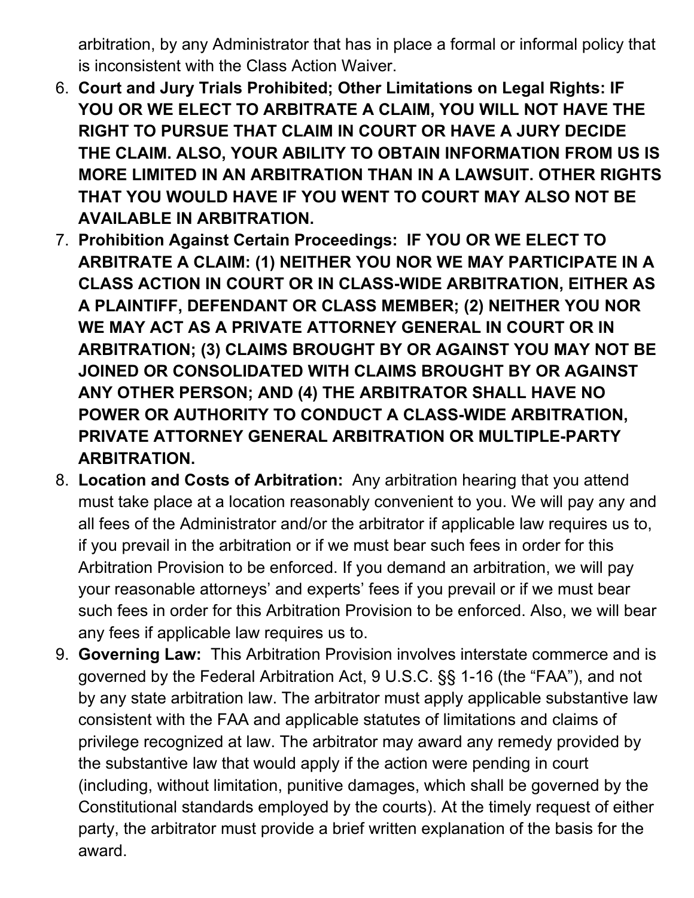arbitration, by any Administrator that has in place a formal or informal policy that is inconsistent with the Class Action Waiver.

6. **Court and Jury Trials Prohibited; Other Limitations on Legal Rights: IF YOU OR WE ELECT TO ARBITRATE A CLAIM, YOU WILL NOT HAVE THE RIGHT TO PURSUE THAT CLAIM IN COURT OR HAVE A JURY DECIDE THE CLAIM. ALSO, YOUR ABILITY TO OBTAIN INFORMATION FROM US IS MORE LIMITED IN AN ARBITRATION THAN IN A LAWSUIT. OTHER RIGHTS THAT YOU WOULD HAVE IF YOU WENT TO COURT MAY ALSO NOT BE AVAILABLE IN ARBITRATION.**
7. **Prohibition Against Certain Proceedings: IF YOU OR WE ELECT TO ARBITRATE A CLAIM: (1) NEITHER YOU NOR WE MAY PARTICIPATE IN A CLASS ACTION IN COURT OR IN CLASS-WIDE ARBITRATION, EITHER AS A PLAINTIFF, DEFENDANT OR CLASS MEMBER; (2) NEITHER YOU NOR WE MAY ACT AS A PRIVATE ATTORNEY GENERAL IN COURT OR IN ARBITRATION; (3) CLAIMS BROUGHT BY OR AGAINST YOU MAY NOT BE JOINED OR CONSOLIDATED WITH CLAIMS BROUGHT BY OR AGAINST ANY OTHER PERSON; AND (4) THE ARBITRATOR SHALL HAVE NO POWER OR AUTHORITY TO CONDUCT A CLASS-WIDE ARBITRATION, PRIVATE ATTORNEY GENERAL ARBITRATION OR MULTIPLE-PARTY ARBITRATION.**
8. **Location and Costs of Arbitration:** Any arbitration hearing that you attend must take place at a location reasonably convenient to you. We will pay any and all fees of the Administrator and/or the arbitrator if applicable law requires us to, if you prevail in the arbitration or if we must bear such fees in order for this Arbitration Provision to be enforced. If you demand an arbitration, we will pay your reasonable attorneys' and experts' fees if you prevail or if we must bear such fees in order for this Arbitration Provision to be enforced. Also, we will bear any fees if applicable law requires us to.
9. **Governing Law:** This Arbitration Provision involves interstate commerce and is governed by the Federal Arbitration Act, 9 U.S.C. §§ 1-16 (the "FAA"), and not by any state arbitration law. The arbitrator must apply applicable substantive law consistent with the FAA and applicable statutes of limitations and claims of privilege recognized at law. The arbitrator may award any remedy provided by the substantive law that would apply if the action were pending in court (including, without limitation, punitive damages, which shall be governed by the Constitutional standards employed by the courts). At the timely request of either party, the arbitrator must provide a brief written explanation of the basis for the award.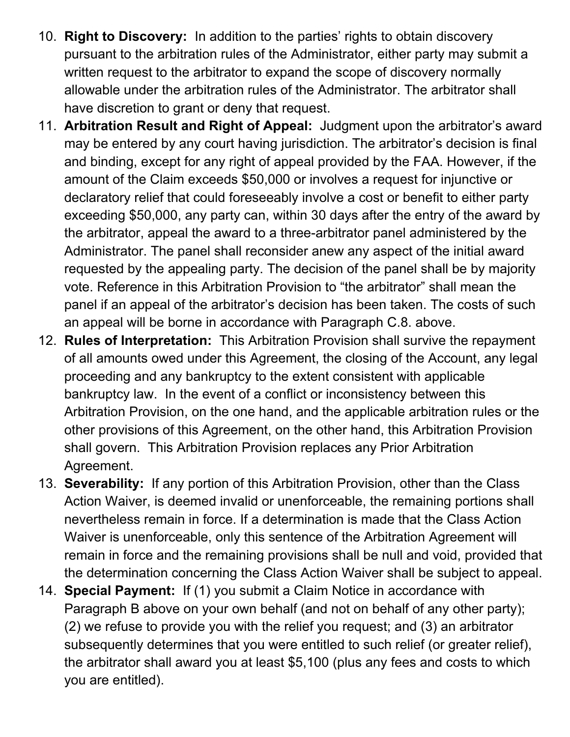10. **Right to Discovery:** In addition to the parties' rights to obtain discovery pursuant to the arbitration rules of the Administrator, either party may submit a written request to the arbitrator to expand the scope of discovery normally allowable under the arbitration rules of the Administrator. The arbitrator shall have discretion to grant or deny that request.
11. **Arbitration Result and Right of Appeal:** Judgment upon the arbitrator's award may be entered by any court having jurisdiction. The arbitrator's decision is final and binding, except for any right of appeal provided by the FAA. However, if the amount of the Claim exceeds $50,000 or involves a request for injunctive or declaratory relief that could foreseeably involve a cost or benefit to either party exceeding $50,000, any party can, within 30 days after the entry of the award by the arbitrator, appeal the award to a three-arbitrator panel administered by the Administrator. The panel shall reconsider anew any aspect of the initial award requested by the appealing party. The decision of the panel shall be by majority vote. Reference in this Arbitration Provision to "the arbitrator" shall mean the panel if an appeal of the arbitrator's decision has been taken. The costs of such an appeal will be borne in accordance with Paragraph C.8. above.
12. **Rules of Interpretation:** This Arbitration Provision shall survive the repayment of all amounts owed under this Agreement, the closing of the Account, any legal proceeding and any bankruptcy to the extent consistent with applicable bankruptcy law. In the event of a conflict or inconsistency between this Arbitration Provision, on the one hand, and the applicable arbitration rules or the other provisions of this Agreement, on the other hand, this Arbitration Provision shall govern. This Arbitration Provision replaces any Prior Arbitration Agreement.
13. **Severability:** If any portion of this Arbitration Provision, other than the Class Action Waiver, is deemed invalid or unenforceable, the remaining portions shall nevertheless remain in force. If a determination is made that the Class Action Waiver is unenforceable, only this sentence of the Arbitration Agreement will remain in force and the remaining provisions shall be null and void, provided that the determination concerning the Class Action Waiver shall be subject to appeal.
14. **Special Payment:** If (1) you submit a Claim Notice in accordance with Paragraph B above on your own behalf (and not on behalf of any other party); (2) we refuse to provide you with the relief you request; and (3) an arbitrator subsequently determines that you were entitled to such relief (or greater relief), the arbitrator shall award you at least $5,100 (plus any fees and costs to which you are entitled).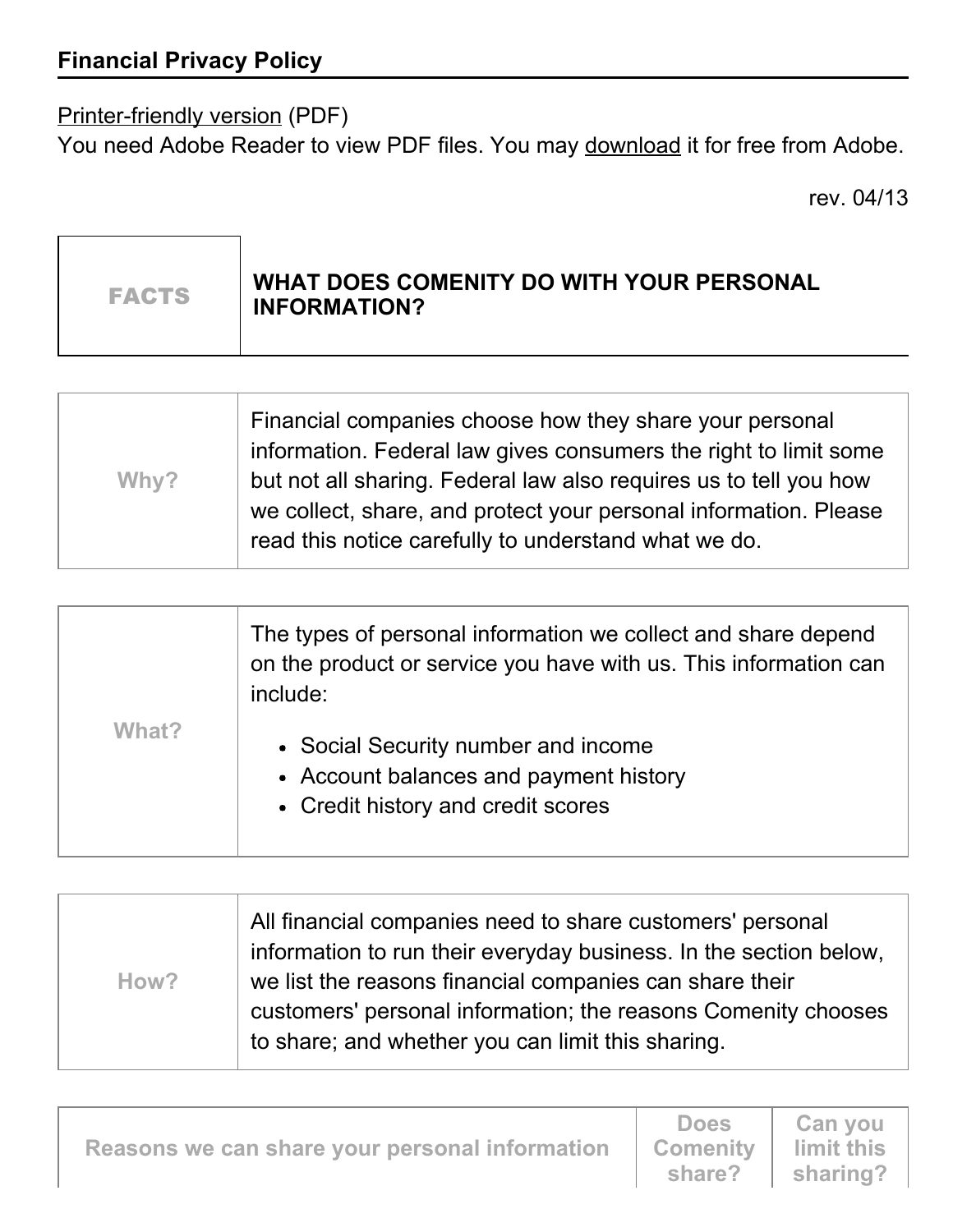## Financial Privacy Policy

Printer-friendly version (PDF)
You need Adobe Reader to view PDF files. You may download it for free from Adobe.

rev. 04/13

| FACTS | WHAT DOES COMENITY DO WITH YOUR PERSONAL INFORMATION? |
|---|---|

| | |
|---|---|
| Why? | Financial companies choose how they share your personal information. Federal law gives consumers the right to limit some but not all sharing. Federal law also requires us to tell you how we collect, share, and protect your personal information. Please read this notice carefully to understand what we do. |

| | |
|---|---|
| What? | The types of personal information we collect and share depend on the product or service you have with us. This information can include:<br>• Social Security number and income<br>• Account balances and payment history<br>• Credit history and credit scores |

| | |
|---|---|
| How? | All financial companies need to share customers' personal information to run their everyday business. In the section below, we list the reasons financial companies can share their customers' personal information; the reasons Comenity chooses to share; and whether you can limit this sharing. |

| Reasons we can share your personal information | Does Comenity share? | Can you limit this sharing? |
|---|---|---|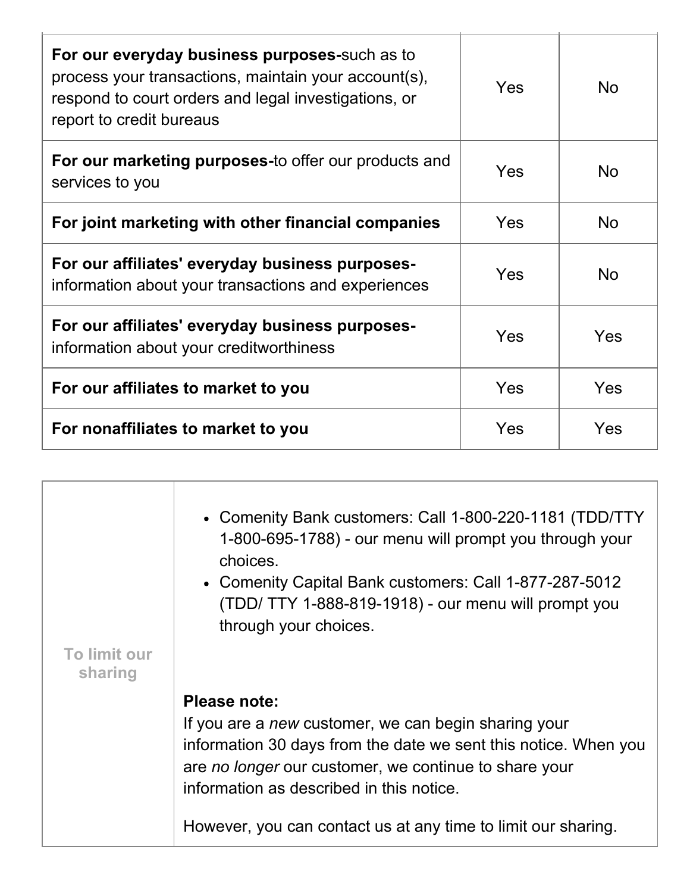| | | |
|---|---|---|
| **For our everyday business purposes-**such as to process your transactions, maintain your account(s), respond to court orders and legal investigations, or report to credit bureaus | Yes | No |
| **For our marketing purposes-**to offer our products and services to you | Yes | No |
| **For joint marketing with other financial companies** | Yes | No |
| **For our affiliates' everyday business purposes-** information about your transactions and experiences | Yes | No |
| **For our affiliates' everyday business purposes-** information about your creditworthiness | Yes | Yes |
| **For our affiliates to market to you** | Yes | Yes |
| **For nonaffiliates to market to you** | Yes | Yes |

| | |
|---|---|
| **To limit our sharing** | • Comenity Bank customers: Call 1-800-220-1181 (TDD/TTY 1-800-695-1788) - our menu will prompt you through your choices.<br>• Comenity Capital Bank customers: Call 1-877-287-5012 (TDD/ TTY 1-888-819-1918) - our menu will prompt you through your choices.<br><br>**Please note:**<br>If you are a *new* customer, we can begin sharing your information 30 days from the date we sent this notice. When you are *no longer* our customer, we continue to share your information as described in this notice.<br><br>However, you can contact us at any time to limit our sharing. |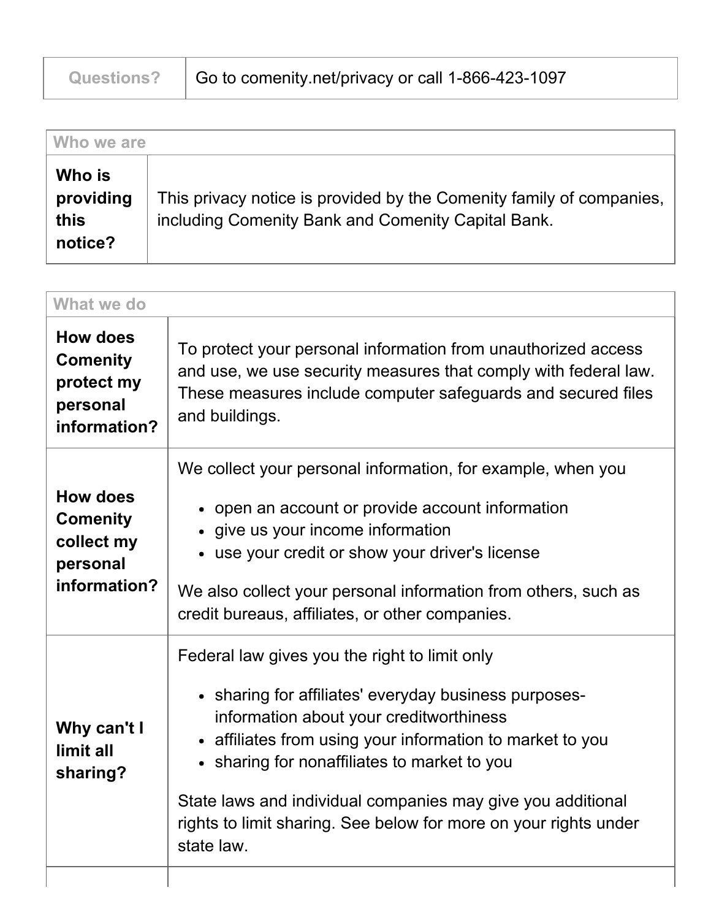| Questions? | Go to comenity.net/privacy or call 1-866-423-1097 |
|---|---|

| Who we are | |
|---|---|
| **Who is providing this notice?** | This privacy notice is provided by the Comenity family of companies, including Comenity Bank and Comenity Capital Bank. |

| What we do | |
|---|---|
| **How does Comenity protect my personal information?** | To protect your personal information from unauthorized access and use, we use security measures that comply with federal law. These measures include computer safeguards and secured files and buildings. |
| **How does Comenity collect my personal information?** | We collect your personal information, for example, when you<br>• open an account or provide account information<br>• give us your income information<br>• use your credit or show your driver's license<br><br>We also collect your personal information from others, such as credit bureaus, affiliates, or other companies. |
| **Why can't I limit all sharing?** | Federal law gives you the right to limit only<br>• sharing for affiliates' everyday business purposes- information about your creditworthiness<br>• affiliates from using your information to market to you<br>• sharing for nonaffiliates to market to you<br><br>State laws and individual companies may give you additional rights to limit sharing. See below for more on your rights under state law. |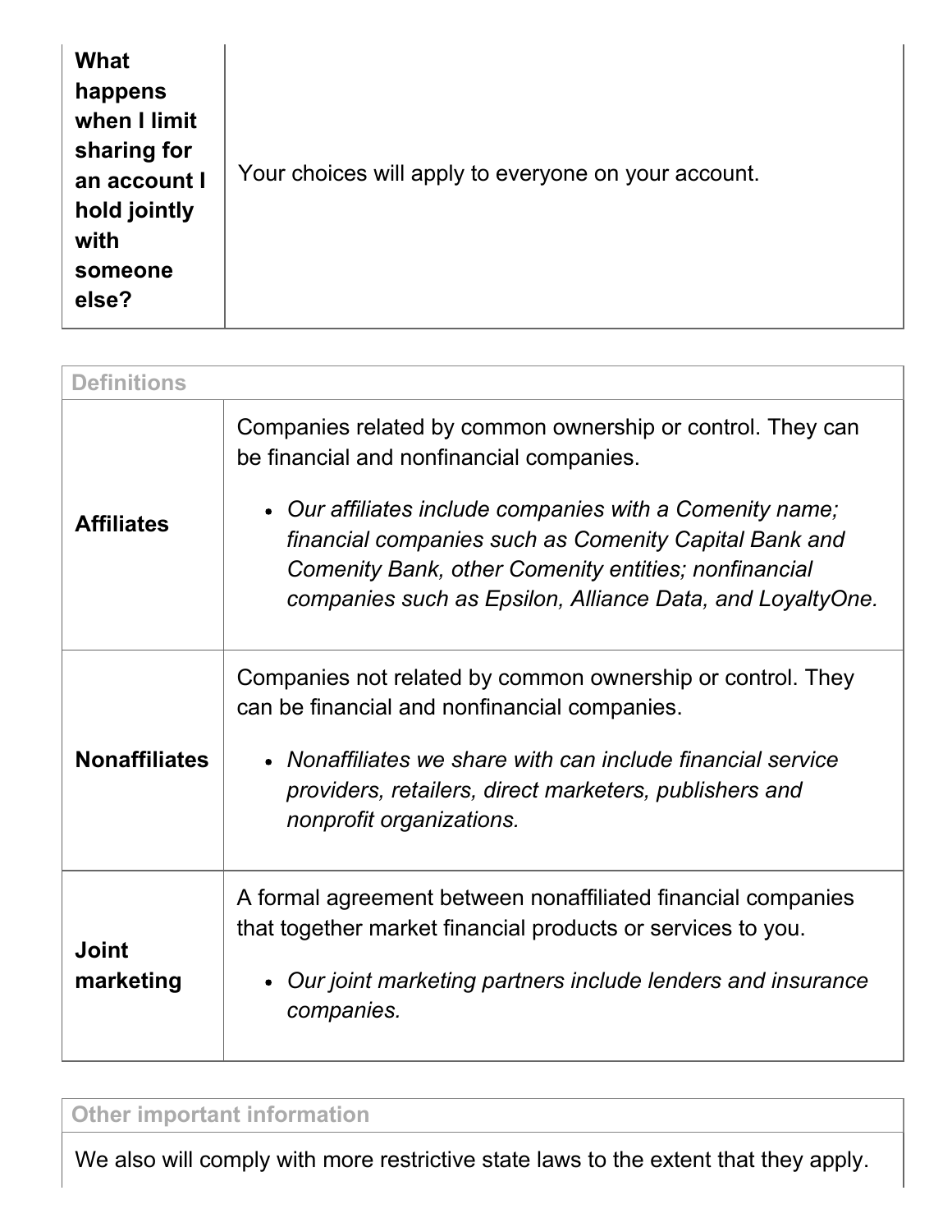| **What happens when I limit sharing for an account I hold jointly with someone else?** | Your choices will apply to everyone on your account. |
| --- | --- |

| Definitions | |
| --- | --- |
| **Affiliates** | Companies related by common ownership or control. They can be financial and nonfinancial companies.<br><br>• *Our affiliates include companies with a Comenity name; financial companies such as Comenity Capital Bank and Comenity Bank, other Comenity entities; nonfinancial companies such as Epsilon, Alliance Data, and LoyaltyOne.* |
| **Nonaffiliates** | Companies not related by common ownership or control. They can be financial and nonfinancial companies.<br><br>• *Nonaffiliates we share with can include financial service providers, retailers, direct marketers, publishers and nonprofit organizations.* |
| **Joint marketing** | A formal agreement between nonaffiliated financial companies that together market financial products or services to you.<br><br>• *Our joint marketing partners include lenders and insurance companies.* |

| Other important information |
| --- |
| We also will comply with more restrictive state laws to the extent that they apply. |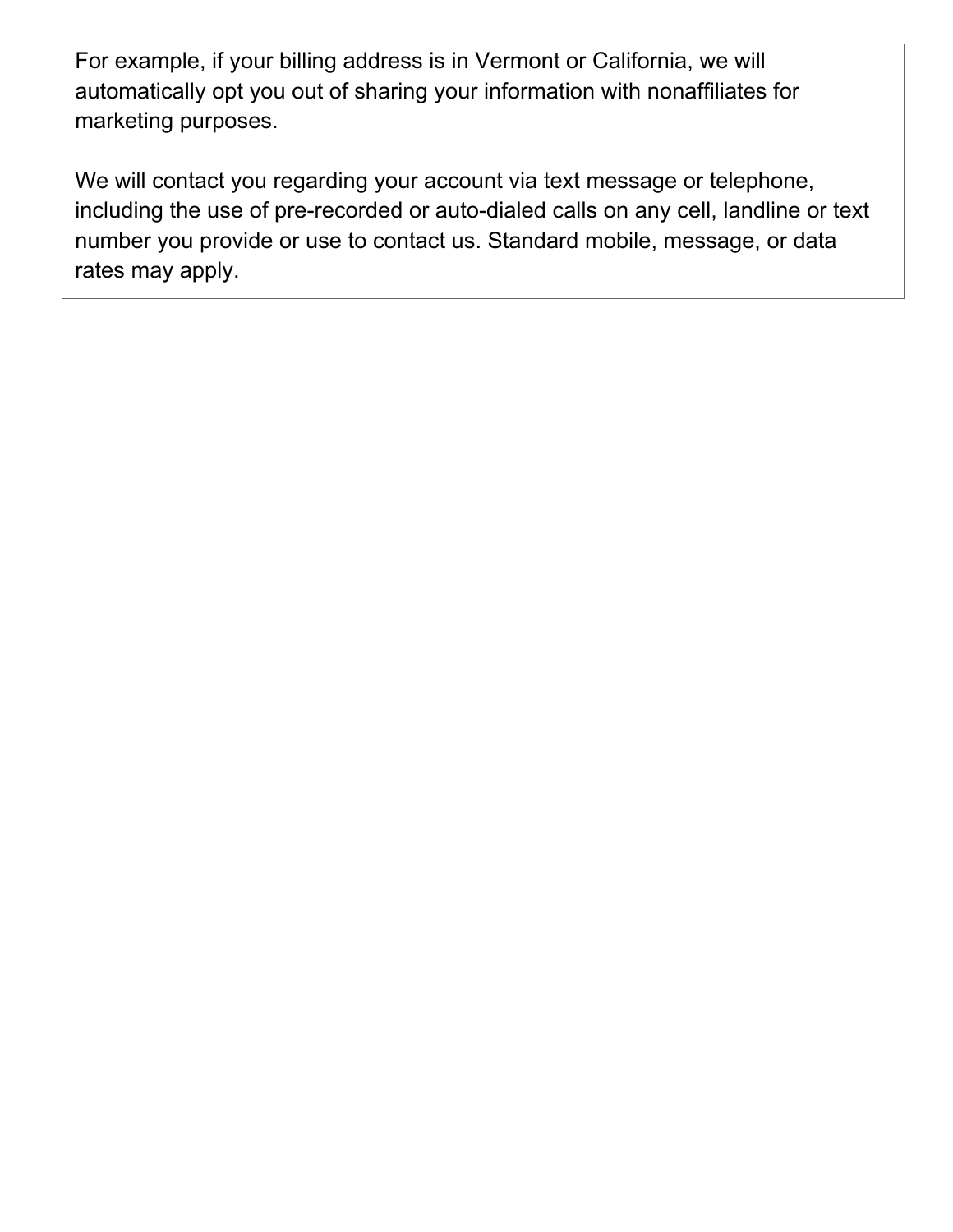For example, if your billing address is in Vermont or California, we will automatically opt you out of sharing your information with nonaffiliates for marketing purposes.

We will contact you regarding your account via text message or telephone, including the use of pre-recorded or auto-dialed calls on any cell, landline or text number you provide or use to contact us. Standard mobile, message, or data rates may apply.